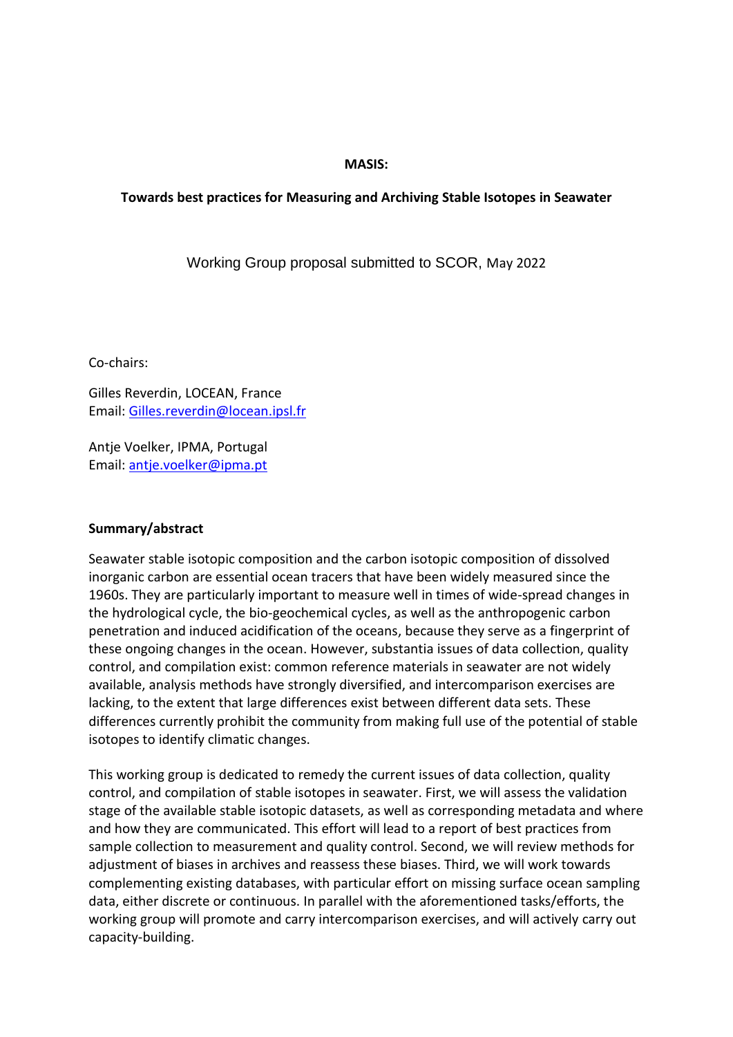**MASIS:**

**Towards best practices for Measuring and Archiving Stable Isotopes in Seawater**

Working Group proposal submitted to SCOR, May 2022

Co-chairs:

Gilles Reverdin, LOCEAN, France
Email: Gilles.reverdin@locean.ipsl.fr

Antje Voelker, IPMA, Portugal
Email: antje.voelker@ipma.pt

**Summary/abstract**

Seawater stable isotopic composition and the carbon isotopic composition of dissolved inorganic carbon are essential ocean tracers that have been widely measured since the 1960s. They are particularly important to measure well in times of wide-spread changes in the hydrological cycle, the bio-geochemical cycles, as well as the anthropogenic carbon penetration and induced acidification of the oceans, because they serve as a fingerprint of these ongoing changes in the ocean. However, substantia issues of data collection, quality control, and compilation exist: common reference materials in seawater are not widely available, analysis methods have strongly diversified, and intercomparison exercises are lacking, to the extent that large differences exist between different data sets. These differences currently prohibit the community from making full use of the potential of stable isotopes to identify climatic changes.

This working group is dedicated to remedy the current issues of data collection, quality control, and compilation of stable isotopes in seawater. First, we will assess the validation stage of the available stable isotopic datasets, as well as corresponding metadata and where and how they are communicated. This effort will lead to a report of best practices from sample collection to measurement and quality control. Second, we will review methods for adjustment of biases in archives and reassess these biases. Third, we will work towards complementing existing databases, with particular effort on missing surface ocean sampling data, either discrete or continuous. In parallel with the aforementioned tasks/efforts, the working group will promote and carry intercomparison exercises, and will actively carry out capacity-building.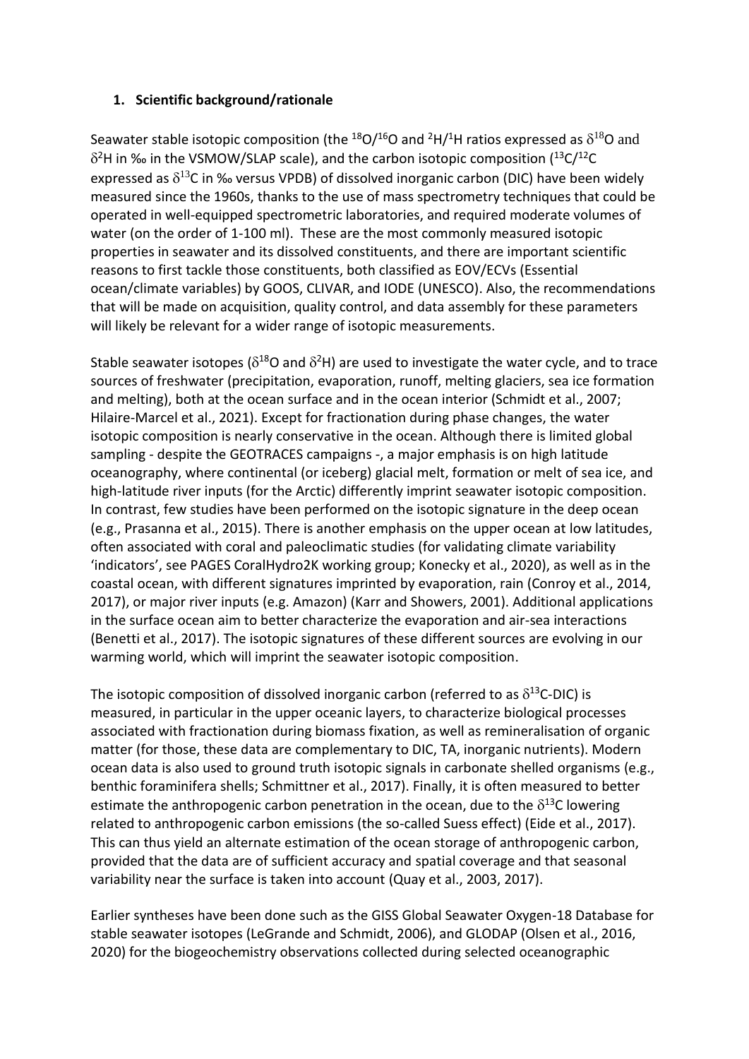## 1. Scientific background/rationale

Seawater stable isotopic composition (the $^{18}O/^{16}O$ and $^{2}H/^{1}H$ ratios expressed as $\delta^{18}O$ and $\delta^{2}H$ in ‰ in the VSMOW/SLAP scale), and the carbon isotopic composition ($^{13}C/^{12}C$ expressed as $\delta^{13}C$ in ‰ versus VPDB) of dissolved inorganic carbon (DIC) have been widely measured since the 1960s, thanks to the use of mass spectrometry techniques that could be operated in well-equipped spectrometric laboratories, and required moderate volumes of water (on the order of 1-100 ml). These are the most commonly measured isotopic properties in seawater and its dissolved constituents, and there are important scientific reasons to first tackle those constituents, both classified as EOV/ECVs (Essential ocean/climate variables) by GOOS, CLIVAR, and IODE (UNESCO). Also, the recommendations that will be made on acquisition, quality control, and data assembly for these parameters will likely be relevant for a wider range of isotopic measurements.

Stable seawater isotopes ($\delta^{18}O$ and $\delta^{2}H$) are used to investigate the water cycle, and to trace sources of freshwater (precipitation, evaporation, runoff, melting glaciers, sea ice formation and melting), both at the ocean surface and in the ocean interior (Schmidt et al., 2007; Hilaire-Marcel et al., 2021). Except for fractionation during phase changes, the water isotopic composition is nearly conservative in the ocean. Although there is limited global sampling - despite the GEOTRACES campaigns -, a major emphasis is on high latitude oceanography, where continental (or iceberg) glacial melt, formation or melt of sea ice, and high-latitude river inputs (for the Arctic) differently imprint seawater isotopic composition. In contrast, few studies have been performed on the isotopic signature in the deep ocean (e.g., Prasanna et al., 2015). There is another emphasis on the upper ocean at low latitudes, often associated with coral and paleoclimatic studies (for validating climate variability 'indicators', see PAGES CoralHydro2K working group; Konecky et al., 2020), as well as in the coastal ocean, with different signatures imprinted by evaporation, rain (Conroy et al., 2014, 2017), or major river inputs (e.g. Amazon) (Karr and Showers, 2001). Additional applications in the surface ocean aim to better characterize the evaporation and air-sea interactions (Benetti et al., 2017). The isotopic signatures of these different sources are evolving in our warming world, which will imprint the seawater isotopic composition.

The isotopic composition of dissolved inorganic carbon (referred to as $\delta^{13}C$-DIC) is measured, in particular in the upper oceanic layers, to characterize biological processes associated with fractionation during biomass fixation, as well as remineralisation of organic matter (for those, these data are complementary to DIC, TA, inorganic nutrients). Modern ocean data is also used to ground truth isotopic signals in carbonate shelled organisms (e.g., benthic foraminifera shells; Schmittner et al., 2017). Finally, it is often measured to better estimate the anthropogenic carbon penetration in the ocean, due to the $\delta^{13}C$ lowering related to anthropogenic carbon emissions (the so-called Suess effect) (Eide et al., 2017). This can thus yield an alternate estimation of the ocean storage of anthropogenic carbon, provided that the data are of sufficient accuracy and spatial coverage and that seasonal variability near the surface is taken into account (Quay et al., 2003, 2017).

Earlier syntheses have been done such as the GISS Global Seawater Oxygen-18 Database for stable seawater isotopes (LeGrande and Schmidt, 2006), and GLODAP (Olsen et al., 2016, 2020) for the biogeochemistry observations collected during selected oceanographic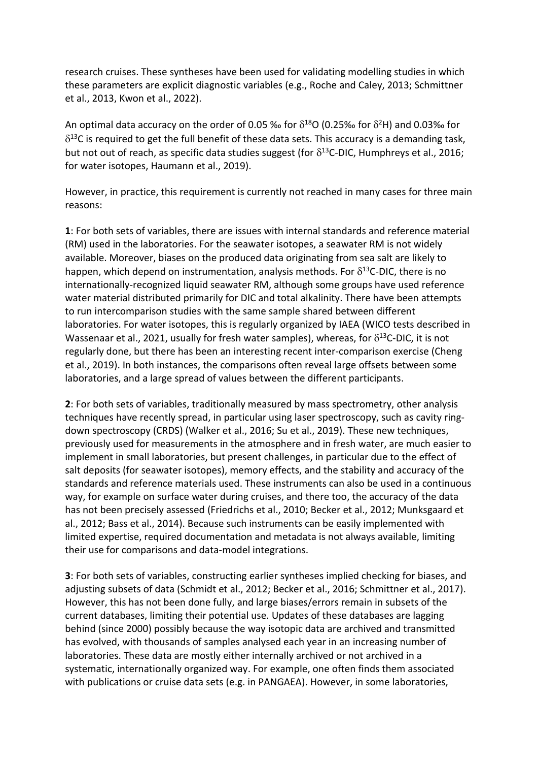research cruises. These syntheses have been used for validating modelling studies in which these parameters are explicit diagnostic variables (e.g., Roche and Caley, 2013; Schmittner et al., 2013, Kwon et al., 2022).

An optimal data accuracy on the order of 0.05 ‰ for $\delta^{18}O$ (0.25‰ for $\delta^{2}H$) and 0.03‰ for $\delta^{13}C$ is required to get the full benefit of these data sets. This accuracy is a demanding task, but not out of reach, as specific data studies suggest (for $\delta^{13}C$-DIC, Humphreys et al., 2016; for water isotopes, Haumann et al., 2019).

However, in practice, this requirement is currently not reached in many cases for three main reasons:

**1**: For both sets of variables, there are issues with internal standards and reference material (RM) used in the laboratories. For the seawater isotopes, a seawater RM is not widely available. Moreover, biases on the produced data originating from sea salt are likely to happen, which depend on instrumentation, analysis methods. For $\delta^{13}C$-DIC, there is no internationally-recognized liquid seawater RM, although some groups have used reference water material distributed primarily for DIC and total alkalinity. There have been attempts to run intercomparison studies with the same sample shared between different laboratories. For water isotopes, this is regularly organized by IAEA (WICO tests described in Wassenaar et al., 2021, usually for fresh water samples), whereas, for $\delta^{13}C$-DIC, it is not regularly done, but there has been an interesting recent inter-comparison exercise (Cheng et al., 2019). In both instances, the comparisons often reveal large offsets between some laboratories, and a large spread of values between the different participants.

**2**: For both sets of variables, traditionally measured by mass spectrometry, other analysis techniques have recently spread, in particular using laser spectroscopy, such as cavity ring-down spectroscopy (CRDS) (Walker et al., 2016; Su et al., 2019). These new techniques, previously used for measurements in the atmosphere and in fresh water, are much easier to implement in small laboratories, but present challenges, in particular due to the effect of salt deposits (for seawater isotopes), memory effects, and the stability and accuracy of the standards and reference materials used. These instruments can also be used in a continuous way, for example on surface water during cruises, and there too, the accuracy of the data has not been precisely assessed (Friedrichs et al., 2010; Becker et al., 2012; Munksgaard et al., 2012; Bass et al., 2014). Because such instruments can be easily implemented with limited expertise, required documentation and metadata is not always available, limiting their use for comparisons and data-model integrations.

**3**: For both sets of variables, constructing earlier syntheses implied checking for biases, and adjusting subsets of data (Schmidt et al., 2012; Becker et al., 2016; Schmittner et al., 2017). However, this has not been done fully, and large biases/errors remain in subsets of the current databases, limiting their potential use. Updates of these databases are lagging behind (since 2000) possibly because the way isotopic data are archived and transmitted has evolved, with thousands of samples analysed each year in an increasing number of laboratories. These data are mostly either internally archived or not archived in a systematic, internationally organized way. For example, one often finds them associated with publications or cruise data sets (e.g. in PANGAEA). However, in some laboratories,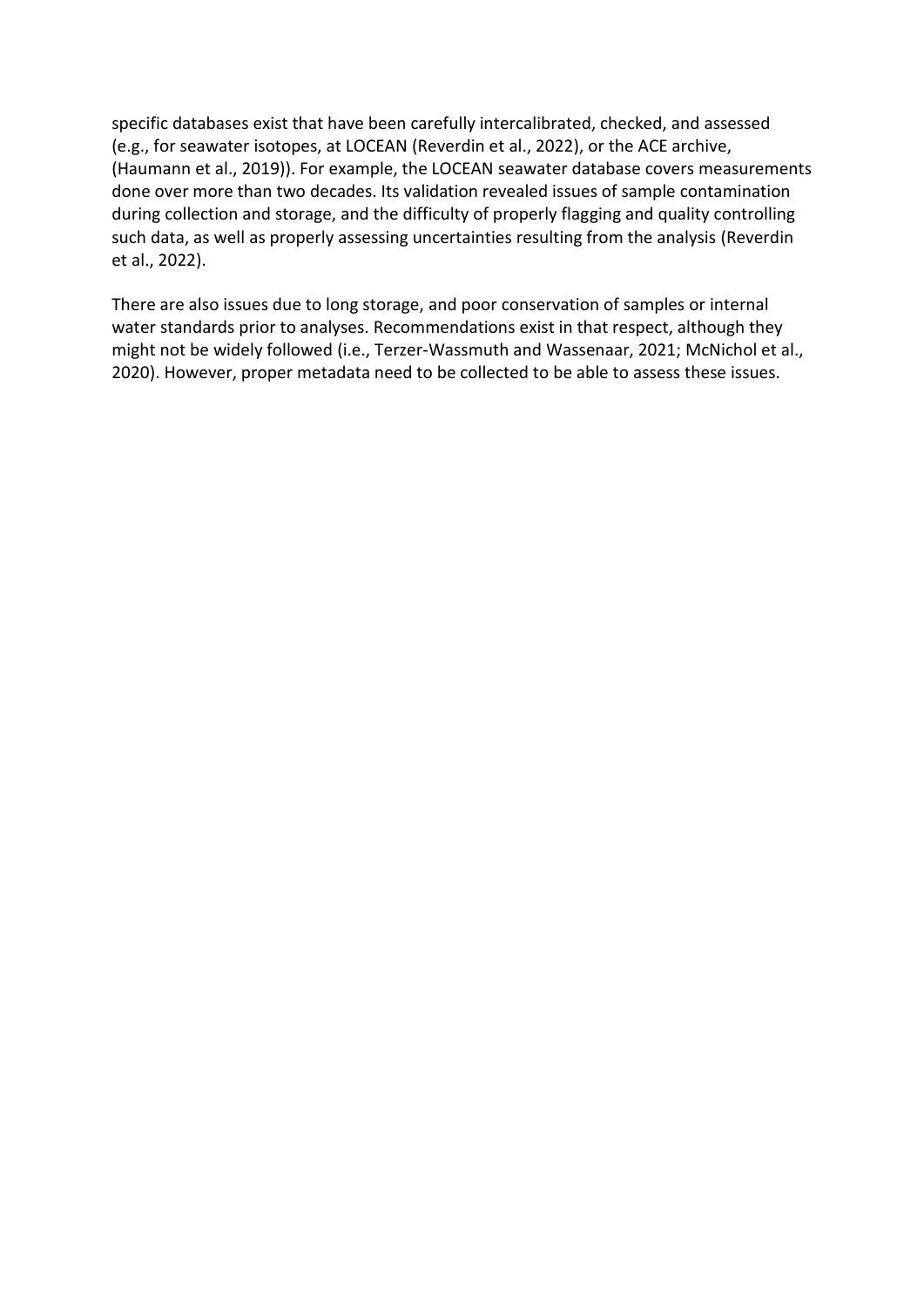specific databases exist that have been carefully intercalibrated, checked, and assessed (e.g., for seawater isotopes, at LOCEAN (Reverdin et al., 2022), or the ACE archive, (Haumann et al., 2019)). For example, the LOCEAN seawater database covers measurements done over more than two decades. Its validation revealed issues of sample contamination during collection and storage, and the difficulty of properly flagging and quality controlling such data, as well as properly assessing uncertainties resulting from the analysis (Reverdin et al., 2022).

There are also issues due to long storage, and poor conservation of samples or internal water standards prior to analyses. Recommendations exist in that respect, although they might not be widely followed (i.e., Terzer-Wassmuth and Wassenaar, 2021; McNichol et al., 2020). However, proper metadata need to be collected to be able to assess these issues.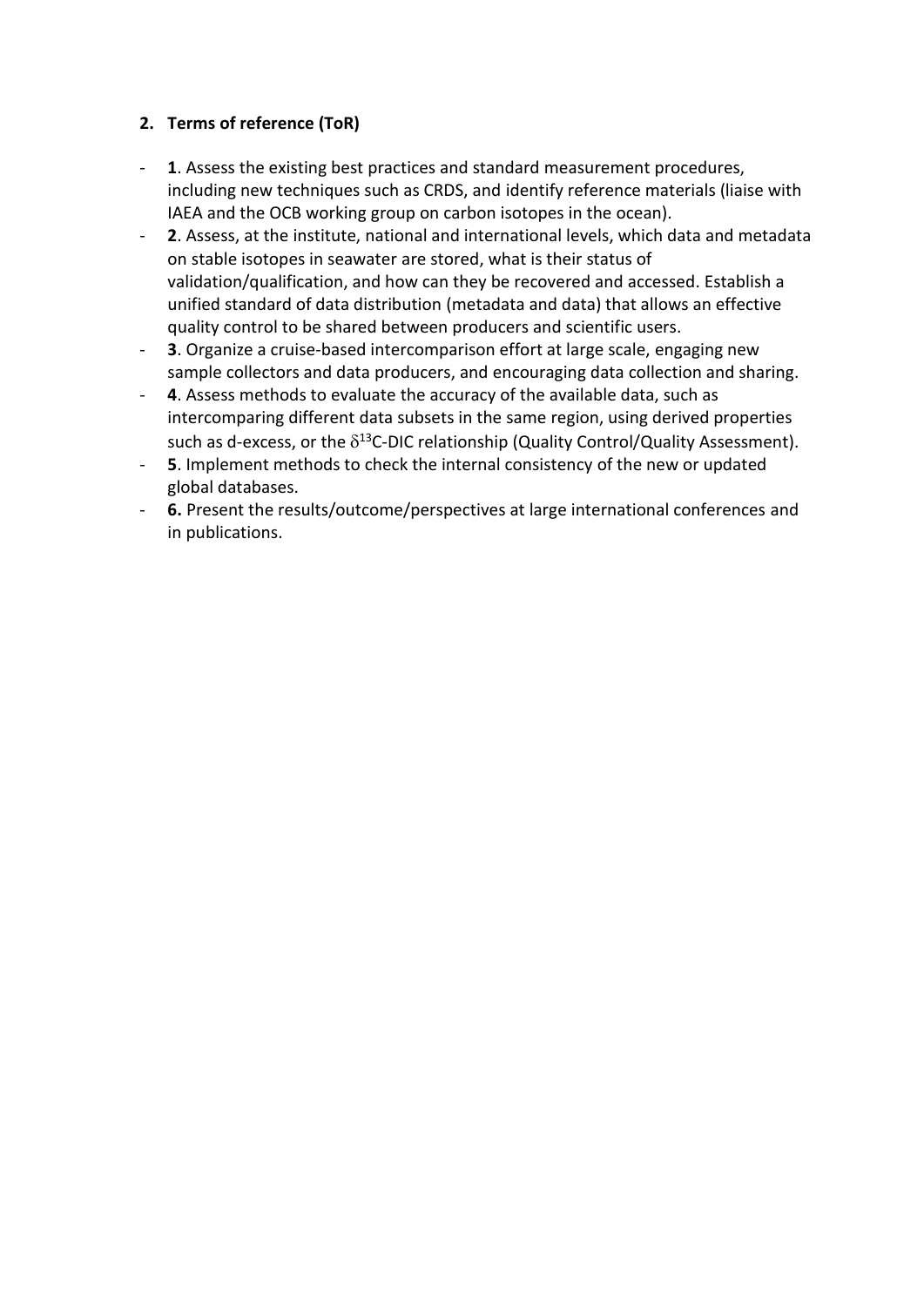## 2. Terms of reference (ToR)

- **1**. Assess the existing best practices and standard measurement procedures, including new techniques such as CRDS, and identify reference materials (liaise with IAEA and the OCB working group on carbon isotopes in the ocean).
- **2**. Assess, at the institute, national and international levels, which data and metadata on stable isotopes in seawater are stored, what is their status of validation/qualification, and how can they be recovered and accessed. Establish a unified standard of data distribution (metadata and data) that allows an effective quality control to be shared between producers and scientific users.
- **3**. Organize a cruise-based intercomparison effort at large scale, engaging new sample collectors and data producers, and encouraging data collection and sharing.
- **4**. Assess methods to evaluate the accuracy of the available data, such as intercomparing different data subsets in the same region, using derived properties such as d-excess, or the $\delta^{13}$C-DIC relationship (Quality Control/Quality Assessment).
- **5**. Implement methods to check the internal consistency of the new or updated global databases.
- **6.** Present the results/outcome/perspectives at large international conferences and in publications.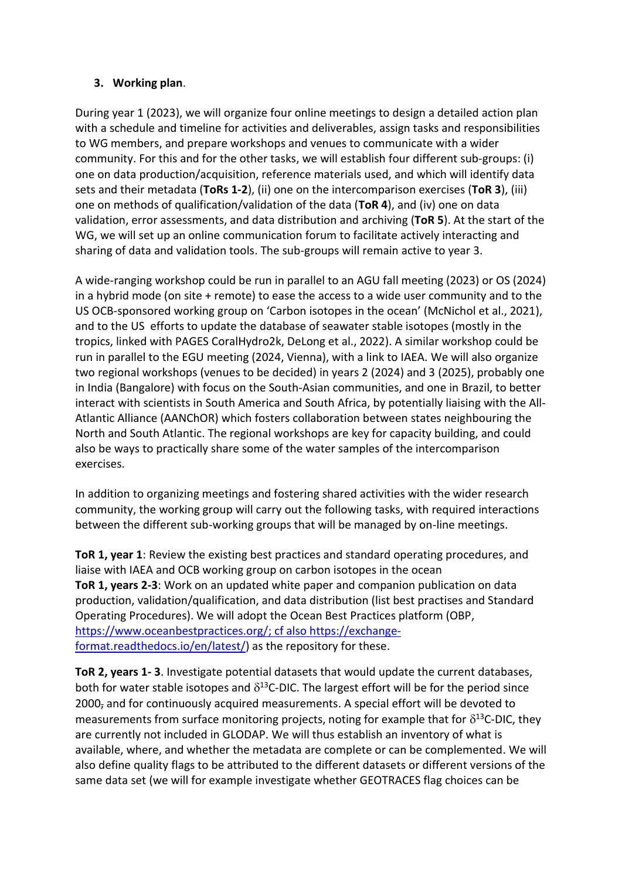3. **Working plan**.

During year 1 (2023), we will organize four online meetings to design a detailed action plan with a schedule and timeline for activities and deliverables, assign tasks and responsibilities to WG members, and prepare workshops and venues to communicate with a wider community. For this and for the other tasks, we will establish four different sub-groups: (i) one on data production/acquisition, reference materials used, and which will identify data sets and their metadata (**ToRs 1-2**), (ii) one on the intercomparison exercises (**ToR 3**), (iii) one on methods of qualification/validation of the data (**ToR 4**), and (iv) one on data validation, error assessments, and data distribution and archiving (**ToR 5**). At the start of the WG, we will set up an online communication forum to facilitate actively interacting and sharing of data and validation tools. The sub-groups will remain active to year 3.

A wide-ranging workshop could be run in parallel to an AGU fall meeting (2023) or OS (2024) in a hybrid mode (on site + remote) to ease the access to a wide user community and to the US OCB-sponsored working group on 'Carbon isotopes in the ocean' (McNichol et al., 2021), and to the US efforts to update the database of seawater stable isotopes (mostly in the tropics, linked with PAGES CoralHydro2k, DeLong et al., 2022). A similar workshop could be run in parallel to the EGU meeting (2024, Vienna), with a link to IAEA. We will also organize two regional workshops (venues to be decided) in years 2 (2024) and 3 (2025), probably one in India (Bangalore) with focus on the South-Asian communities, and one in Brazil, to better interact with scientists in South America and South Africa, by potentially liaising with the All-Atlantic Alliance (AANChOR) which fosters collaboration between states neighbouring the North and South Atlantic. The regional workshops are key for capacity building, and could also be ways to practically share some of the water samples of the intercomparison exercises.

In addition to organizing meetings and fostering shared activities with the wider research community, the working group will carry out the following tasks, with required interactions between the different sub-working groups that will be managed by on-line meetings.

**ToR 1, year 1**: Review the existing best practices and standard operating procedures, and liaise with IAEA and OCB working group on carbon isotopes in the ocean
**ToR 1, years 2-3**: Work on an updated white paper and companion publication on data production, validation/qualification, and data distribution (list best practises and Standard Operating Procedures). We will adopt the Ocean Best Practices platform (OBP, https://www.oceanbestpractices.org/; cf also https://exchange-format.readthedocs.io/en/latest/) as the repository for these.

**ToR 2, years 1- 3**. Investigate potential datasets that would update the current databases, both for water stable isotopes and $\delta^{13}$C-DIC. The largest effort will be for the period since 2000, and for continuously acquired measurements. A special effort will be devoted to measurements from surface monitoring projects, noting for example that for $\delta^{13}$C-DIC, they are currently not included in GLODAP. We will thus establish an inventory of what is available, where, and whether the metadata are complete or can be complemented. We will also define quality flags to be attributed to the different datasets or different versions of the same data set (we will for example investigate whether GEOTRACES flag choices can be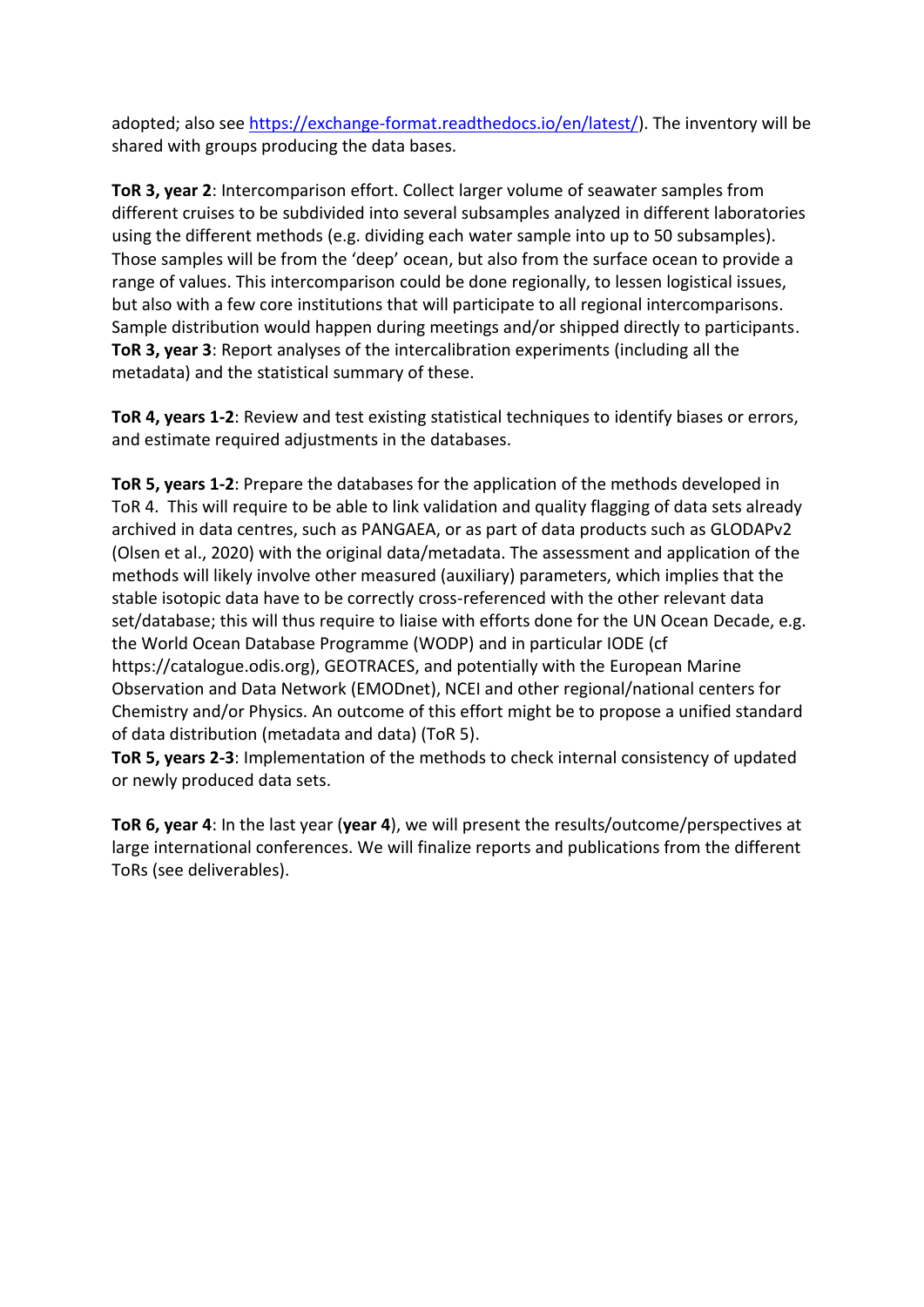adopted; also see https://exchange-format.readthedocs.io/en/latest/). The inventory will be shared with groups producing the data bases.

**ToR 3, year 2**: Intercomparison effort. Collect larger volume of seawater samples from different cruises to be subdivided into several subsamples analyzed in different laboratories using the different methods (e.g. dividing each water sample into up to 50 subsamples). Those samples will be from the 'deep' ocean, but also from the surface ocean to provide a range of values. This intercomparison could be done regionally, to lessen logistical issues, but also with a few core institutions that will participate to all regional intercomparisons. Sample distribution would happen during meetings and/or shipped directly to participants.
**ToR 3, year 3**: Report analyses of the intercalibration experiments (including all the metadata) and the statistical summary of these.

**ToR 4, years 1-2**: Review and test existing statistical techniques to identify biases or errors, and estimate required adjustments in the databases.

**ToR 5, years 1-2**: Prepare the databases for the application of the methods developed in ToR 4. This will require to be able to link validation and quality flagging of data sets already archived in data centres, such as PANGAEA, or as part of data products such as GLODAPv2 (Olsen et al., 2020) with the original data/metadata. The assessment and application of the methods will likely involve other measured (auxiliary) parameters, which implies that the stable isotopic data have to be correctly cross-referenced with the other relevant data set/database; this will thus require to liaise with efforts done for the UN Ocean Decade, e.g. the World Ocean Database Programme (WODP) and in particular IODE (cf https://catalogue.odis.org), GEOTRACES, and potentially with the European Marine Observation and Data Network (EMODnet), NCEI and other regional/national centers for Chemistry and/or Physics. An outcome of this effort might be to propose a unified standard of data distribution (metadata and data) (ToR 5).
**ToR 5, years 2-3**: Implementation of the methods to check internal consistency of updated or newly produced data sets.

**ToR 6, year 4**: In the last year (**year 4**), we will present the results/outcome/perspectives at large international conferences. We will finalize reports and publications from the different ToRs (see deliverables).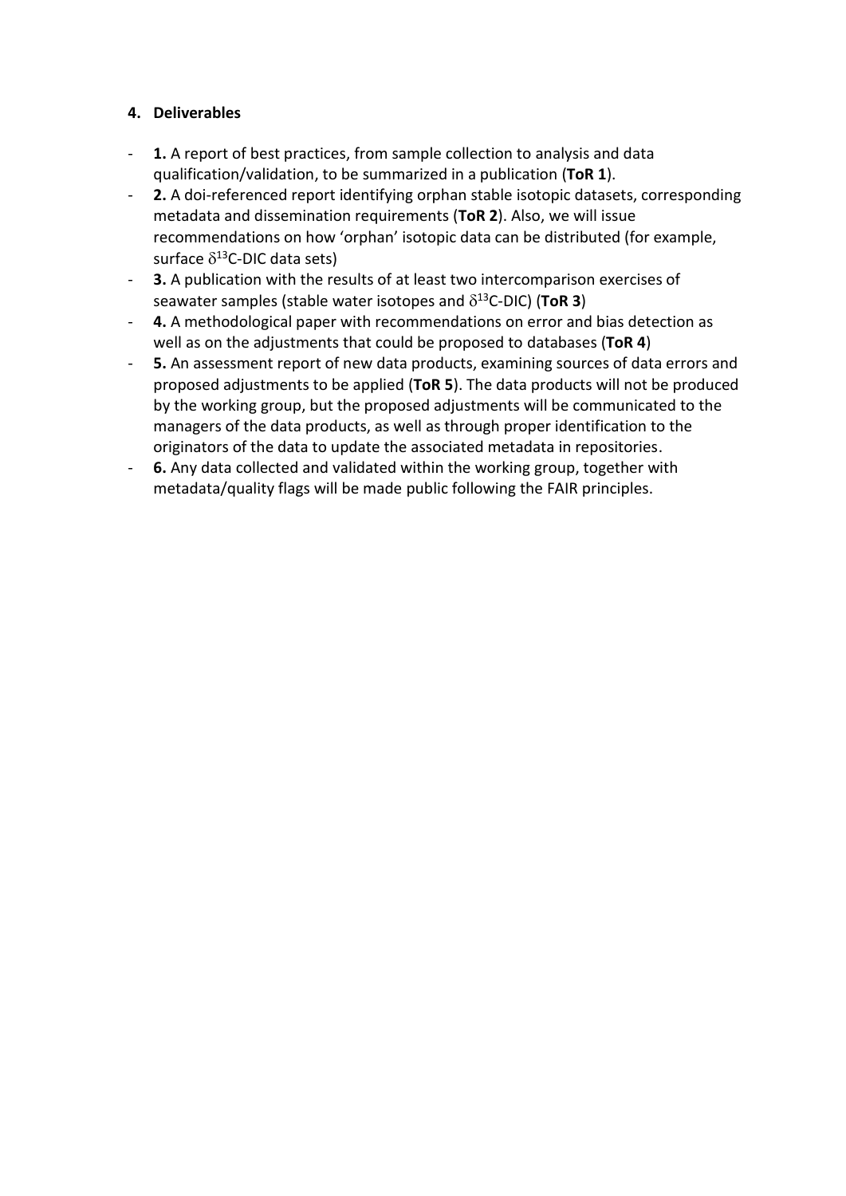## 4. Deliverables

- **1.** A report of best practices, from sample collection to analysis and data qualification/validation, to be summarized in a publication (**ToR 1**).
- **2.** A doi-referenced report identifying orphan stable isotopic datasets, corresponding metadata and dissemination requirements (**ToR 2**). Also, we will issue recommendations on how 'orphan' isotopic data can be distributed (for example, surface $\delta^{13}$C-DIC data sets)
- **3.** A publication with the results of at least two intercomparison exercises of seawater samples (stable water isotopes and $\delta^{13}$C-DIC) (**ToR 3**)
- **4.** A methodological paper with recommendations on error and bias detection as well as on the adjustments that could be proposed to databases (**ToR 4**)
- **5.** An assessment report of new data products, examining sources of data errors and proposed adjustments to be applied (**ToR 5**). The data products will not be produced by the working group, but the proposed adjustments will be communicated to the managers of the data products, as well as through proper identification to the originators of the data to update the associated metadata in repositories.
- **6.** Any data collected and validated within the working group, together with metadata/quality flags will be made public following the FAIR principles.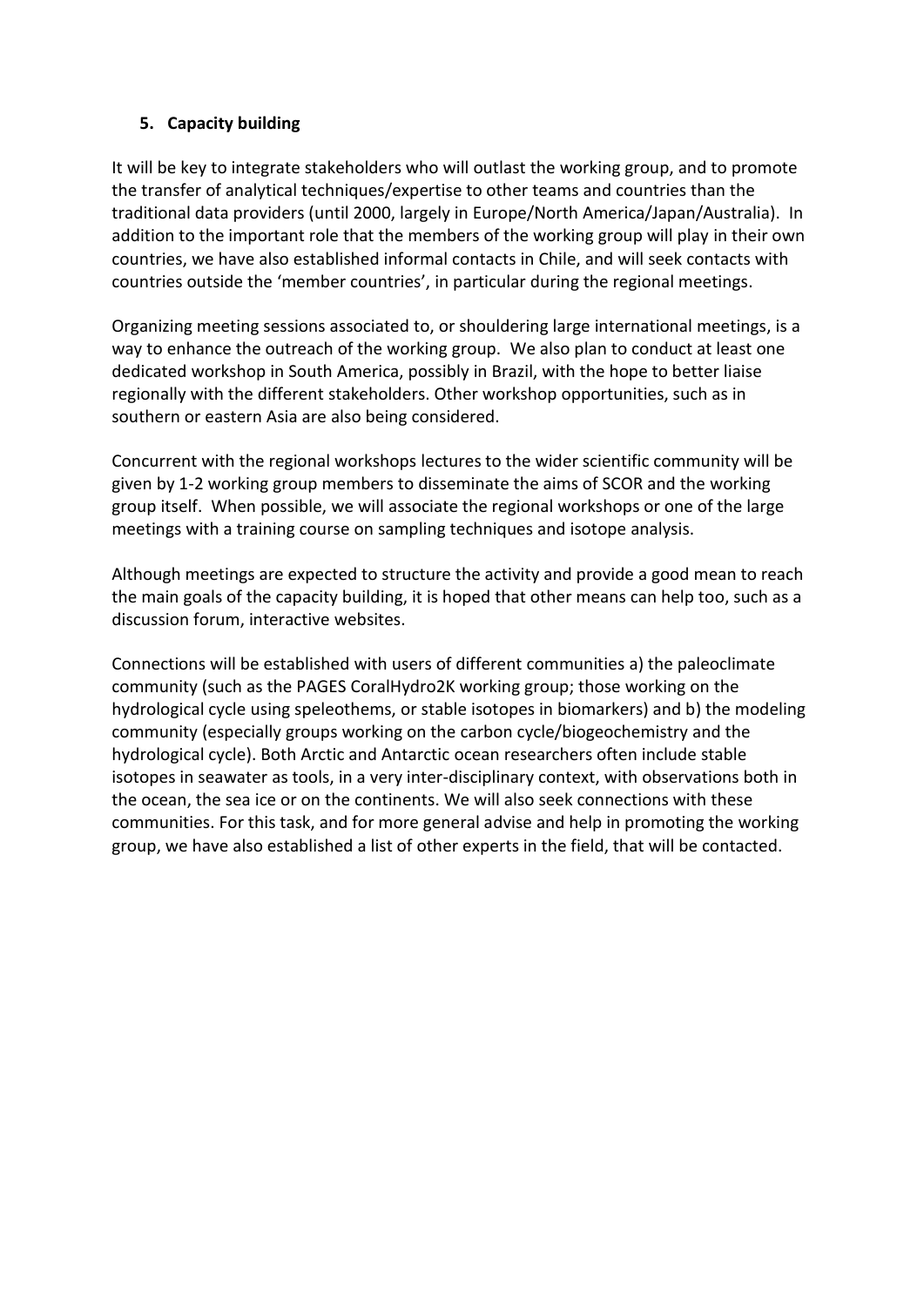## 5. Capacity building

It will be key to integrate stakeholders who will outlast the working group, and to promote the transfer of analytical techniques/expertise to other teams and countries than the traditional data providers (until 2000, largely in Europe/North America/Japan/Australia). In addition to the important role that the members of the working group will play in their own countries, we have also established informal contacts in Chile, and will seek contacts with countries outside the 'member countries', in particular during the regional meetings.

Organizing meeting sessions associated to, or shouldering large international meetings, is a way to enhance the outreach of the working group. We also plan to conduct at least one dedicated workshop in South America, possibly in Brazil, with the hope to better liaise regionally with the different stakeholders. Other workshop opportunities, such as in southern or eastern Asia are also being considered.

Concurrent with the regional workshops lectures to the wider scientific community will be given by 1-2 working group members to disseminate the aims of SCOR and the working group itself. When possible, we will associate the regional workshops or one of the large meetings with a training course on sampling techniques and isotope analysis.

Although meetings are expected to structure the activity and provide a good mean to reach the main goals of the capacity building, it is hoped that other means can help too, such as a discussion forum, interactive websites.

Connections will be established with users of different communities a) the paleoclimate community (such as the PAGES CoralHydro2K working group; those working on the hydrological cycle using speleothems, or stable isotopes in biomarkers) and b) the modeling community (especially groups working on the carbon cycle/biogeochemistry and the hydrological cycle). Both Arctic and Antarctic ocean researchers often include stable isotopes in seawater as tools, in a very inter-disciplinary context, with observations both in the ocean, the sea ice or on the continents. We will also seek connections with these communities. For this task, and for more general advise and help in promoting the working group, we have also established a list of other experts in the field, that will be contacted.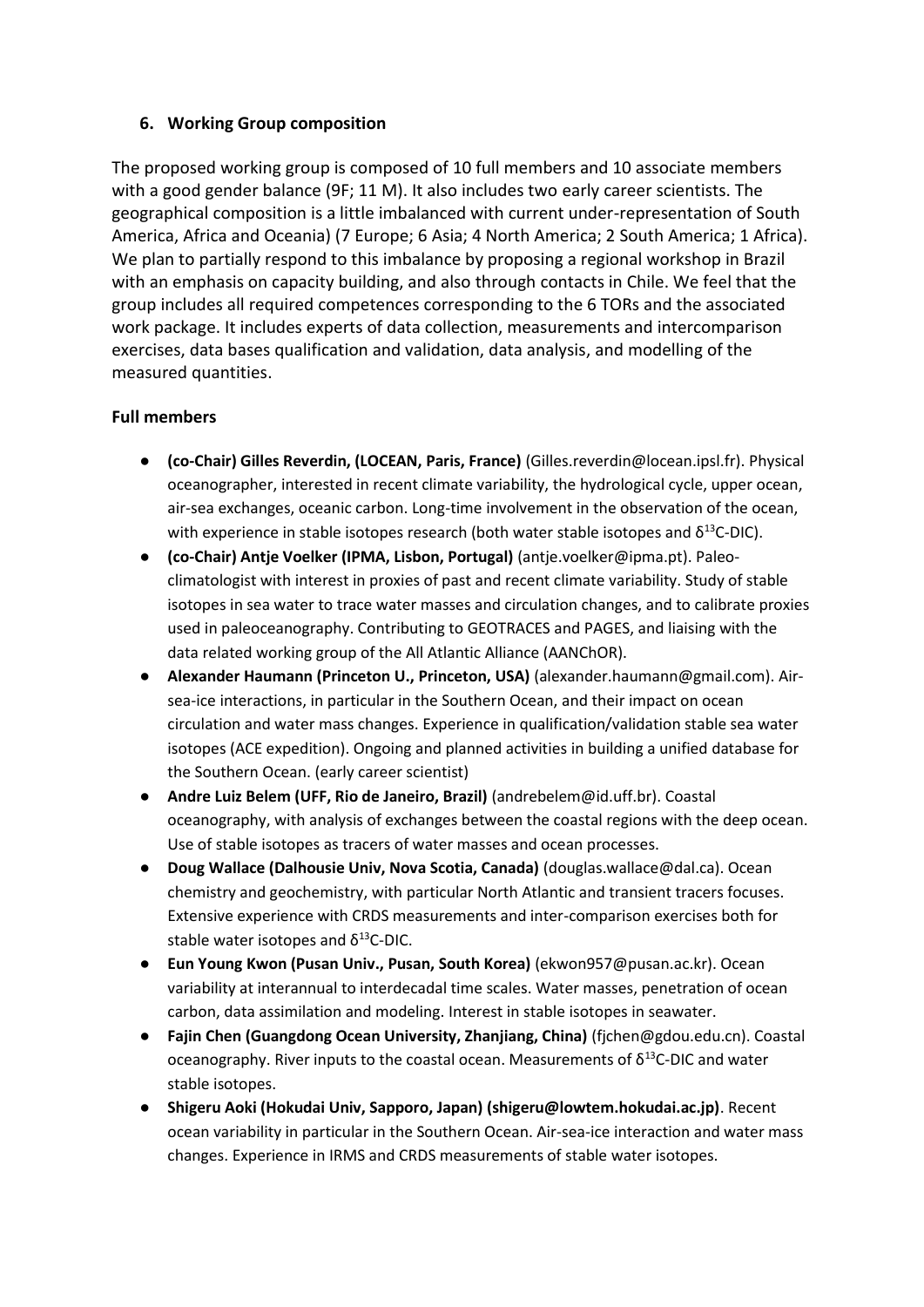### 6. Working Group composition

The proposed working group is composed of 10 full members and 10 associate members with a good gender balance (9F; 11 M). It also includes two early career scientists. The geographical composition is a little imbalanced with current under-representation of South America, Africa and Oceania) (7 Europe; 6 Asia; 4 North America; 2 South America; 1 Africa). We plan to partially respond to this imbalance by proposing a regional workshop in Brazil with an emphasis on capacity building, and also through contacts in Chile. We feel that the group includes all required competences corresponding to the 6 TORs and the associated work package. It includes experts of data collection, measurements and intercomparison exercises, data bases qualification and validation, data analysis, and modelling of the measured quantities.

**Full members**

- **(co-Chair) Gilles Reverdin, (LOCEAN, Paris, France)** (Gilles.reverdin@locean.ipsl.fr). Physical oceanographer, interested in recent climate variability, the hydrological cycle, upper ocean, air-sea exchanges, oceanic carbon. Long-time involvement in the observation of the ocean, with experience in stable isotopes research (both water stable isotopes and $\delta^{13}$C-DIC).
- **(co-Chair) Antje Voelker (IPMA, Lisbon, Portugal)** (antje.voelker@ipma.pt). Paleo-climatologist with interest in proxies of past and recent climate variability. Study of stable isotopes in sea water to trace water masses and circulation changes, and to calibrate proxies used in paleoceanography. Contributing to GEOTRACES and PAGES, and liaising with the data related working group of the All Atlantic Alliance (AANChOR).
- **Alexander Haumann (Princeton U., Princeton, USA)** (alexander.haumann@gmail.com). Air-sea-ice interactions, in particular in the Southern Ocean, and their impact on ocean circulation and water mass changes. Experience in qualification/validation stable sea water isotopes (ACE expedition). Ongoing and planned activities in building a unified database for the Southern Ocean. (early career scientist)
- **Andre Luiz Belem (UFF, Rio de Janeiro, Brazil)** (andrebelem@id.uff.br). Coastal oceanography, with analysis of exchanges between the coastal regions with the deep ocean. Use of stable isotopes as tracers of water masses and ocean processes.
- **Doug Wallace (Dalhousie Univ, Nova Scotia, Canada)** (douglas.wallace@dal.ca). Ocean chemistry and geochemistry, with particular North Atlantic and transient tracers focuses. Extensive experience with CRDS measurements and inter-comparison exercises both for stable water isotopes and $\delta^{13}$C-DIC.
- **Eun Young Kwon (Pusan Univ., Pusan, South Korea)** (ekwon957@pusan.ac.kr). Ocean variability at interannual to interdecadal time scales. Water masses, penetration of ocean carbon, data assimilation and modeling. Interest in stable isotopes in seawater.
- **Fajin Chen (Guangdong Ocean University, Zhanjiang, China)** (fjchen@gdou.edu.cn). Coastal oceanography. River inputs to the coastal ocean. Measurements of $\delta^{13}$C-DIC and water stable isotopes.
- **Shigeru Aoki (Hokudai Univ, Sapporo, Japan) (shigeru@lowtem.hokudai.ac.jp)**. Recent ocean variability in particular in the Southern Ocean. Air-sea-ice interaction and water mass changes. Experience in IRMS and CRDS measurements of stable water isotopes.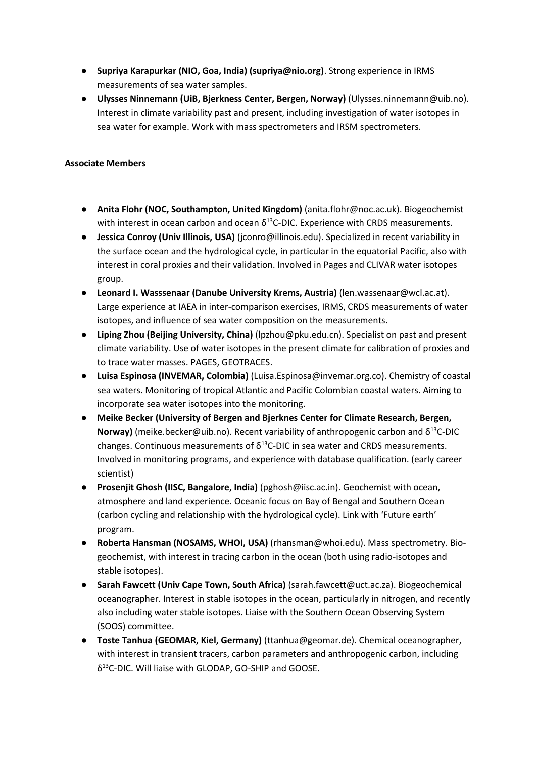- **Supriya Karapurkar (NIO, Goa, India) (supriya@nio.org)**. Strong experience in IRMS measurements of sea water samples.
- **Ulysses Ninnemann (UiB, Bjerkness Center, Bergen, Norway)** (Ulysses.ninnemann@uib.no). Interest in climate variability past and present, including investigation of water isotopes in sea water for example. Work with mass spectrometers and IRSM spectrometers.

**Associate Members**

- **Anita Flohr (NOC, Southampton, United Kingdom)** (anita.flohr@noc.ac.uk). Biogeochemist with interest in ocean carbon and ocean $\delta^{13}$C-DIC. Experience with CRDS measurements.
- **Jessica Conroy (Univ Illinois, USA)** (jconro@illinois.edu). Specialized in recent variability in the surface ocean and the hydrological cycle, in particular in the equatorial Pacific, also with interest in coral proxies and their validation. Involved in Pages and CLIVAR water isotopes group.
- **Leonard I. Wasssenaar (Danube University Krems, Austria)** (len.wassenaar@wcl.ac.at). Large experience at IAEA in inter-comparison exercises, IRMS, CRDS measurements of water isotopes, and influence of sea water composition on the measurements.
- **Liping Zhou (Beijing University, China)** (lpzhou@pku.edu.cn). Specialist on past and present climate variability. Use of water isotopes in the present climate for calibration of proxies and to trace water masses. PAGES, GEOTRACES.
- **Luisa Espinosa (INVEMAR, Colombia)** (Luisa.Espinosa@invemar.org.co). Chemistry of coastal sea waters. Monitoring of tropical Atlantic and Pacific Colombian coastal waters. Aiming to incorporate sea water isotopes into the monitoring.
- **Meike Becker (University of Bergen and Bjerknes Center for Climate Research, Bergen, Norway)** (meike.becker@uib.no). Recent variability of anthropogenic carbon and $\delta^{13}$C-DIC changes. Continuous measurements of $\delta^{13}$C-DIC in sea water and CRDS measurements. Involved in monitoring programs, and experience with database qualification. (early career scientist)
- **Prosenjit Ghosh (IISC, Bangalore, India)** (pghosh@iisc.ac.in). Geochemist with ocean, atmosphere and land experience. Oceanic focus on Bay of Bengal and Southern Ocean (carbon cycling and relationship with the hydrological cycle). Link with 'Future earth' program.
- **Roberta Hansman (NOSAMS, WHOI, USA)** (rhansman@whoi.edu). Mass spectrometry. Bio-geochemist, with interest in tracing carbon in the ocean (both using radio-isotopes and stable isotopes).
- **Sarah Fawcett (Univ Cape Town, South Africa)** (sarah.fawcett@uct.ac.za). Biogeochemical oceanographer. Interest in stable isotopes in the ocean, particularly in nitrogen, and recently also including water stable isotopes. Liaise with the Southern Ocean Observing System (SOOS) committee.
- **Toste Tanhua (GEOMAR, Kiel, Germany)** (ttanhua@geomar.de). Chemical oceanographer, with interest in transient tracers, carbon parameters and anthropogenic carbon, including $\delta^{13}$C-DIC. Will liaise with GLODAP, GO-SHIP and GOOSE.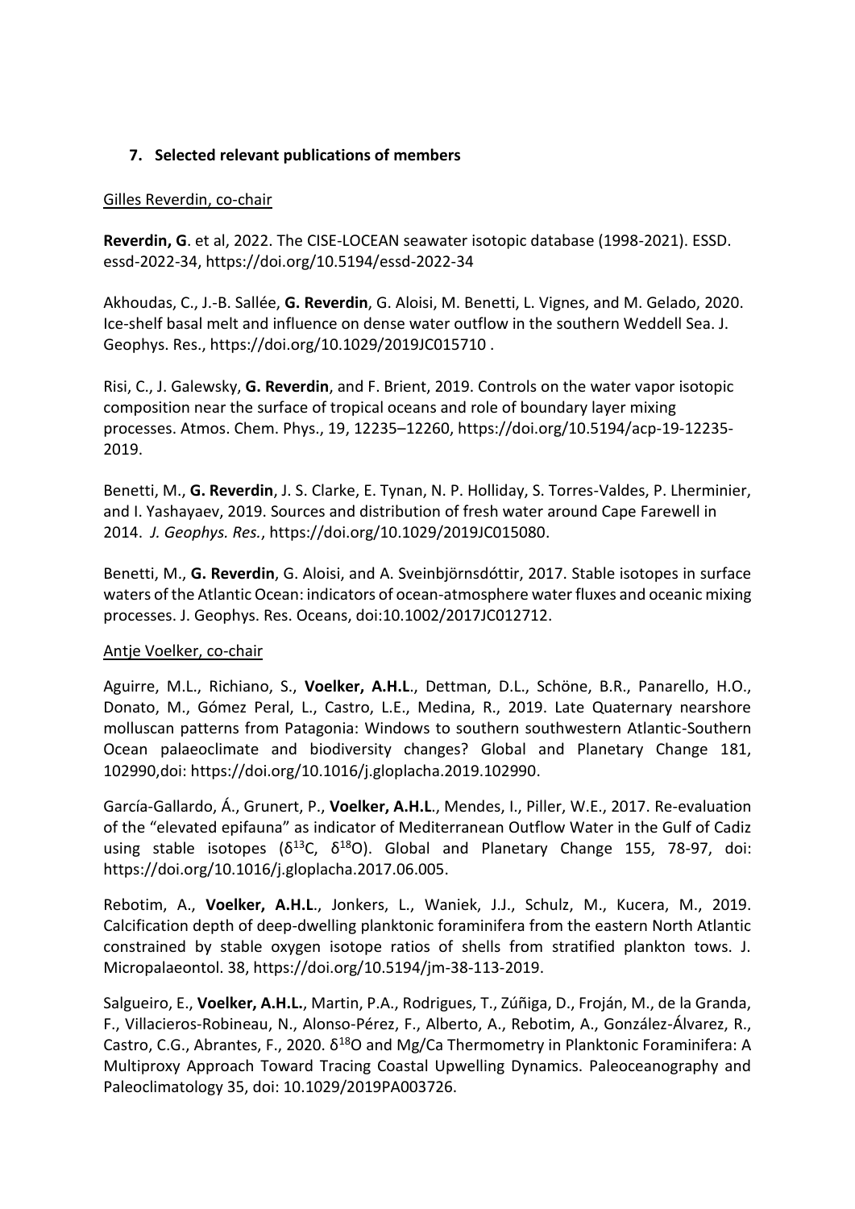## 7. Selected relevant publications of members

Gilles Reverdin, co-chair

**Reverdin, G**. et al, 2022. The CISE-LOCEAN seawater isotopic database (1998-2021). ESSD. essd-2022-34, https://doi.org/10.5194/essd-2022-34

Akhoudas, C., J.-B. Sallée, **G. Reverdin**, G. Aloisi, M. Benetti, L. Vignes, and M. Gelado, 2020. Ice-shelf basal melt and influence on dense water outflow in the southern Weddell Sea. J. Geophys. Res., https://doi.org/10.1029/2019JC015710 .

Risi, C., J. Galewsky, **G. Reverdin**, and F. Brient, 2019. Controls on the water vapor isotopic composition near the surface of tropical oceans and role of boundary layer mixing processes. Atmos. Chem. Phys., 19, 12235–12260, https://doi.org/10.5194/acp-19-12235-2019.

Benetti, M., **G. Reverdin**, J. S. Clarke, E. Tynan, N. P. Holliday, S. Torres-Valdes, P. Lherminier, and I. Yashayaev, 2019. Sources and distribution of fresh water around Cape Farewell in 2014. *J. Geophys. Res.*, https://doi.org/10.1029/2019JC015080.

Benetti, M., **G. Reverdin**, G. Aloisi, and A. Sveinbjörnsdóttir, 2017. Stable isotopes in surface waters of the Atlantic Ocean: indicators of ocean-atmosphere water fluxes and oceanic mixing processes. J. Geophys. Res. Oceans, doi:10.1002/2017JC012712.

Antje Voelker, co-chair

Aguirre, M.L., Richiano, S., **Voelker, A.H.L**., Dettman, D.L., Schöne, B.R., Panarello, H.O., Donato, M., Gómez Peral, L., Castro, L.E., Medina, R., 2019. Late Quaternary nearshore molluscan patterns from Patagonia: Windows to southern southwestern Atlantic-Southern Ocean palaeoclimate and biodiversity changes? Global and Planetary Change 181, 102990,doi: https://doi.org/10.1016/j.gloplacha.2019.102990.

García-Gallardo, Á., Grunert, P., **Voelker, A.H.L**., Mendes, I., Piller, W.E., 2017. Re-evaluation of the "elevated epifauna" as indicator of Mediterranean Outflow Water in the Gulf of Cadiz using stable isotopes ($\delta^{13}C$, $\delta^{18}O$). Global and Planetary Change 155, 78-97, doi: https://doi.org/10.1016/j.gloplacha.2017.06.005.

Rebotim, A., **Voelker, A.H.L**., Jonkers, L., Waniek, J.J., Schulz, M., Kucera, M., 2019. Calcification depth of deep-dwelling planktonic foraminifera from the eastern North Atlantic constrained by stable oxygen isotope ratios of shells from stratified plankton tows. J. Micropalaeontol. 38, https://doi.org/10.5194/jm-38-113-2019.

Salgueiro, E., **Voelker, A.H.L.**, Martin, P.A., Rodrigues, T., Zúñiga, D., Froján, M., de la Granda, F., Villacieros-Robineau, N., Alonso-Pérez, F., Alberto, A., Rebotim, A., González-Álvarez, R., Castro, C.G., Abrantes, F., 2020. $\delta^{18}O$ and Mg/Ca Thermometry in Planktonic Foraminifera: A Multiproxy Approach Toward Tracing Coastal Upwelling Dynamics. Paleoceanography and Paleoclimatology 35, doi: 10.1029/2019PA003726.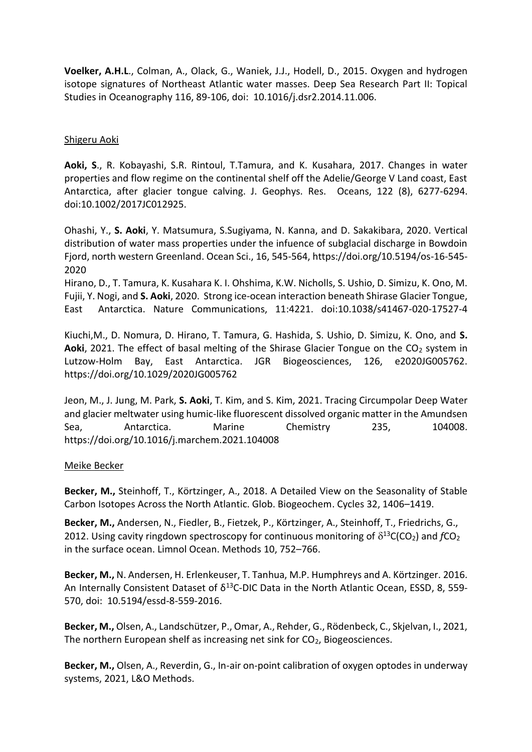**Voelker, A.H.L**., Colman, A., Olack, G., Waniek, J.J., Hodell, D., 2015. Oxygen and hydrogen isotope signatures of Northeast Atlantic water masses. Deep Sea Research Part II: Topical Studies in Oceanography 116, 89-106, doi: 10.1016/j.dsr2.2014.11.006.

Shigeru Aoki

**Aoki, S**., R. Kobayashi, S.R. Rintoul, T.Tamura, and K. Kusahara, 2017. Changes in water properties and flow regime on the continental shelf off the Adelie/George V Land coast, East Antarctica, after glacier tongue calving. J. Geophys. Res. Oceans, 122 (8), 6277-6294. doi:10.1002/2017JC012925.

Ohashi, Y., **S. Aoki**, Y. Matsumura, S.Sugiyama, N. Kanna, and D. Sakakibara, 2020. Vertical distribution of water mass properties under the infuence of subglacial discharge in Bowdoin Fjord, north western Greenland. Ocean Sci., 16, 545-564, https://doi.org/10.5194/os-16-545-2020

Hirano, D., T. Tamura, K. Kusahara K. I. Ohshima, K.W. Nicholls, S. Ushio, D. Simizu, K. Ono, M. Fujii, Y. Nogi, and **S. Aoki**, 2020. Strong ice-ocean interaction beneath Shirase Glacier Tongue, East Antarctica. Nature Communications, 11:4221. doi:10.1038/s41467-020-17527-4

Kiuchi,M., D. Nomura, D. Hirano, T. Tamura, G. Hashida, S. Ushio, D. Simizu, K. Ono, and **S. Aoki**, 2021. The effect of basal melting of the Shirase Glacier Tongue on the $CO_2$ system in Lutzow-Holm Bay, East Antarctica. JGR Biogeosciences, 126, e2020JG005762. https://doi.org/10.1029/2020JG005762

Jeon, M., J. Jung, M. Park, **S. Aoki**, T. Kim, and S. Kim, 2021. Tracing Circumpolar Deep Water and glacier meltwater using humic-like fluorescent dissolved organic matter in the Amundsen Sea, Antarctica. Marine Chemistry 235, 104008. https://doi.org/10.1016/j.marchem.2021.104008

Meike Becker

**Becker, M.,** Steinhoff, T., Körtzinger, A., 2018. A Detailed View on the Seasonality of Stable Carbon Isotopes Across the North Atlantic. Glob. Biogeochem. Cycles 32, 1406–1419.

**Becker, M.,** Andersen, N., Fiedler, B., Fietzek, P., Körtzinger, A., Steinhoff, T., Friedrichs, G., 2012. Using cavity ringdown spectroscopy for continuous monitoring of $\delta^{13}C(CO_2)$ and $fCO_2$ in the surface ocean. Limnol Ocean. Methods 10, 752–766.

**Becker, M.,** N. Andersen, H. Erlenkeuser, T. Tanhua, M.P. Humphreys and A. Körtzinger. 2016. An Internally Consistent Dataset of $\delta^{13}$C-DIC Data in the North Atlantic Ocean, ESSD, 8, 559-570, doi: 10.5194/essd-8-559-2016.

**Becker, M.,** Olsen, A., Landschützer, P., Omar, A., Rehder, G., Rödenbeck, C., Skjelvan, I., 2021, The northern European shelf as increasing net sink for $CO_2$, Biogeosciences.

**Becker, M.,** Olsen, A., Reverdin, G., In-air on-point calibration of oxygen optodes in underway systems, 2021, L&O Methods.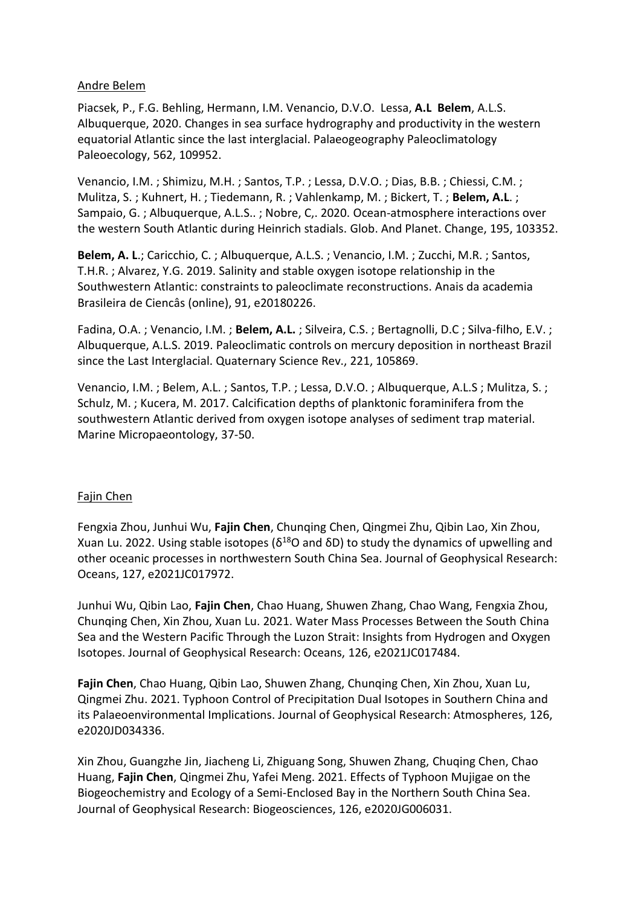Andre Belem

Piacsek, P., F.G. Behling, Hermann, I.M. Venancio, D.V.O. Lessa, **A.L Belem**, A.L.S. Albuquerque, 2020. Changes in sea surface hydrography and productivity in the western equatorial Atlantic since the last interglacial. Palaeogeography Paleoclimatology Paleoecology, 562, 109952.

Venancio, I.M. ; Shimizu, M.H. ; Santos, T.P. ; Lessa, D.V.O. ; Dias, B.B. ; Chiessi, C.M. ; Mulitza, S. ; Kuhnert, H. ; Tiedemann, R. ; Vahlenkamp, M. ; Bickert, T. ; **Belem, A.L**. ; Sampaio, G. ; Albuquerque, A.L.S.. ; Nobre, C,. 2020. Ocean-atmosphere interactions over the western South Atlantic during Heinrich stadials. Glob. And Planet. Change, 195, 103352.

**Belem, A. L**.; Caricchio, C. ; Albuquerque, A.L.S. ; Venancio, I.M. ; Zucchi, M.R. ; Santos, T.H.R. ; Alvarez, Y.G. 2019. Salinity and stable oxygen isotope relationship in the Southwestern Atlantic: constraints to paleoclimate reconstructions. Anais da academia Brasileira de Ciencâs (online), 91, e20180226.

Fadina, O.A. ; Venancio, I.M. ; **Belem, A.L.** ; Silveira, C.S. ; Bertagnolli, D.C ; Silva-filho, E.V. ; Albuquerque, A.L.S. 2019. Paleoclimatic controls on mercury deposition in northeast Brazil since the Last Interglacial. Quaternary Science Rev., 221, 105869.

Venancio, I.M. ; Belem, A.L. ; Santos, T.P. ; Lessa, D.V.O. ; Albuquerque, A.L.S ; Mulitza, S. ; Schulz, M. ; Kucera, M. 2017. Calcification depths of planktonic foraminifera from the southwestern Atlantic derived from oxygen isotope analyses of sediment trap material. Marine Micropaeontology, 37-50.

Fajin Chen

Fengxia Zhou, Junhui Wu, **Fajin Chen**, Chunqing Chen, Qingmei Zhu, Qibin Lao, Xin Zhou, Xuan Lu. 2022. Using stable isotopes ($\delta^{18}O$ and $\delta D$) to study the dynamics of upwelling and other oceanic processes in northwestern South China Sea. Journal of Geophysical Research: Oceans, 127, e2021JC017972.

Junhui Wu, Qibin Lao, **Fajin Chen**, Chao Huang, Shuwen Zhang, Chao Wang, Fengxia Zhou, Chunqing Chen, Xin Zhou, Xuan Lu. 2021. Water Mass Processes Between the South China Sea and the Western Pacific Through the Luzon Strait: Insights from Hydrogen and Oxygen Isotopes. Journal of Geophysical Research: Oceans, 126, e2021JC017484.

**Fajin Chen**, Chao Huang, Qibin Lao, Shuwen Zhang, Chunqing Chen, Xin Zhou, Xuan Lu, Qingmei Zhu. 2021. Typhoon Control of Precipitation Dual Isotopes in Southern China and its Palaeoenvironmental Implications. Journal of Geophysical Research: Atmospheres, 126, e2020JD034336.

Xin Zhou, Guangzhe Jin, Jiacheng Li, Zhiguang Song, Shuwen Zhang, Chuqing Chen, Chao Huang, **Fajin Chen**, Qingmei Zhu, Yafei Meng. 2021. Effects of Typhoon Mujigae on the Biogeochemistry and Ecology of a Semi-Enclosed Bay in the Northern South China Sea. Journal of Geophysical Research: Biogeosciences, 126, e2020JG006031.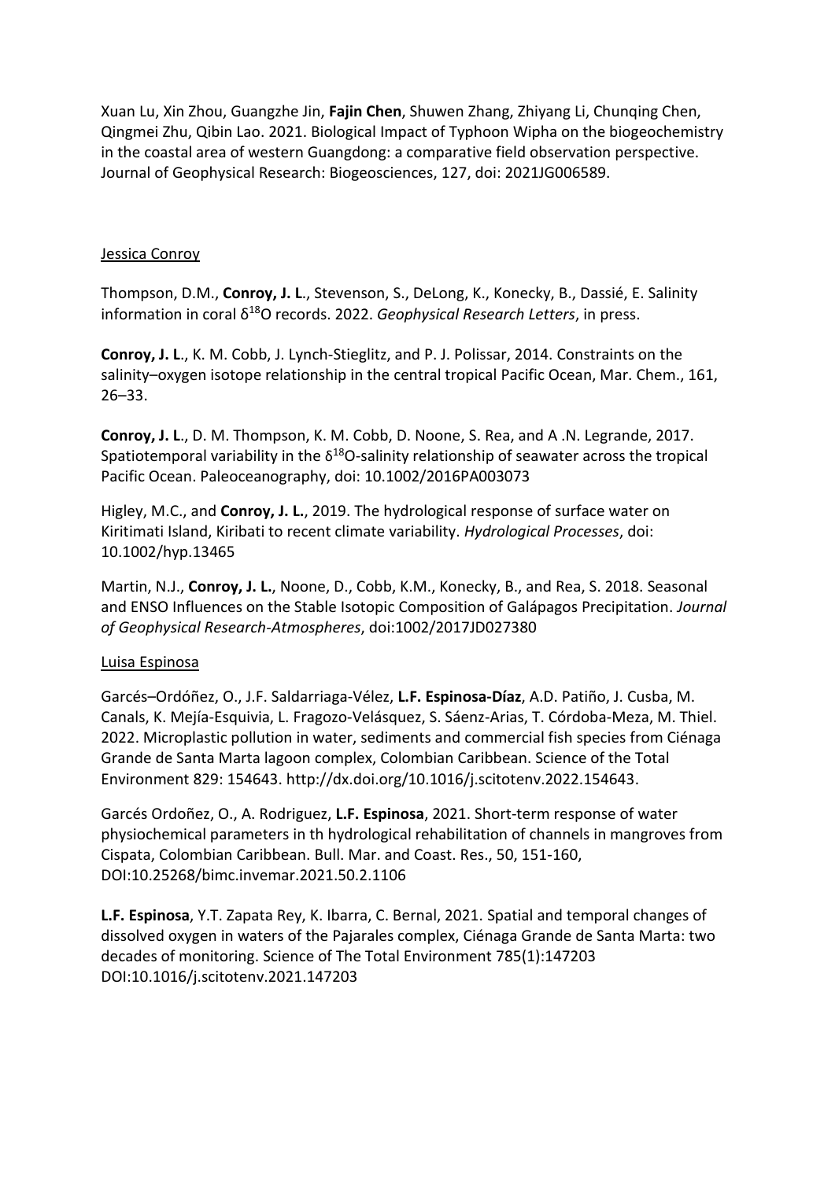Xuan Lu, Xin Zhou, Guangzhe Jin, **Fajin Chen**, Shuwen Zhang, Zhiyang Li, Chunqing Chen, Qingmei Zhu, Qibin Lao. 2021. Biological Impact of Typhoon Wipha on the biogeochemistry in the coastal area of western Guangdong: a comparative field observation perspective. Journal of Geophysical Research: Biogeosciences, 127, doi: 2021JG006589.

Jessica Conroy

Thompson, D.M., **Conroy, J. L**., Stevenson, S., DeLong, K., Konecky, B., Dassié, E. Salinity information in coral $\delta^{18}O$ records. 2022. *Geophysical Research Letters*, in press.

**Conroy, J. L**., K. M. Cobb, J. Lynch-Stieglitz, and P. J. Polissar, 2014. Constraints on the salinity–oxygen isotope relationship in the central tropical Pacific Ocean, Mar. Chem., 161, 26–33.

**Conroy, J. L**., D. M. Thompson, K. M. Cobb, D. Noone, S. Rea, and A .N. Legrande, 2017. Spatiotemporal variability in the $\delta^{18}O$-salinity relationship of seawater across the tropical Pacific Ocean. Paleoceanography, doi: 10.1002/2016PA003073

Higley, M.C., and **Conroy, J. L.**, 2019. The hydrological response of surface water on Kiritimati Island, Kiribati to recent climate variability. *Hydrological Processes*, doi: 10.1002/hyp.13465

Martin, N.J., **Conroy, J. L.**, Noone, D., Cobb, K.M., Konecky, B., and Rea, S. 2018. Seasonal and ENSO Influences on the Stable Isotopic Composition of Galápagos Precipitation. *Journal of Geophysical Research-Atmospheres*, doi:1002/2017JD027380

Luisa Espinosa

Garcés–Ordóñez, O., J.F. Saldarriaga-Vélez, **L.F. Espinosa-Díaz**, A.D. Patiño, J. Cusba, M. Canals, K. Mejía-Esquivia, L. Fragozo-Velásquez, S. Sáenz-Arias, T. Córdoba-Meza, M. Thiel. 2022. Microplastic pollution in water, sediments and commercial fish species from Ciénaga Grande de Santa Marta lagoon complex, Colombian Caribbean. Science of the Total Environment 829: 154643. http://dx.doi.org/10.1016/j.scitotenv.2022.154643.

Garcés Ordoñez, O., A. Rodriguez, **L.F. Espinosa**, 2021. Short-term response of water physiochemical parameters in th hydrological rehabilitation of channels in mangroves from Cispata, Colombian Caribbean. Bull. Mar. and Coast. Res., 50, 151-160, DOI:10.25268/bimc.invemar.2021.50.2.1106

**L.F. Espinosa**, Y.T. Zapata Rey, K. Ibarra, C. Bernal, 2021. Spatial and temporal changes of dissolved oxygen in waters of the Pajarales complex, Ciénaga Grande de Santa Marta: two decades of monitoring. Science of The Total Environment 785(1):147203 DOI:10.1016/j.scitotenv.2021.147203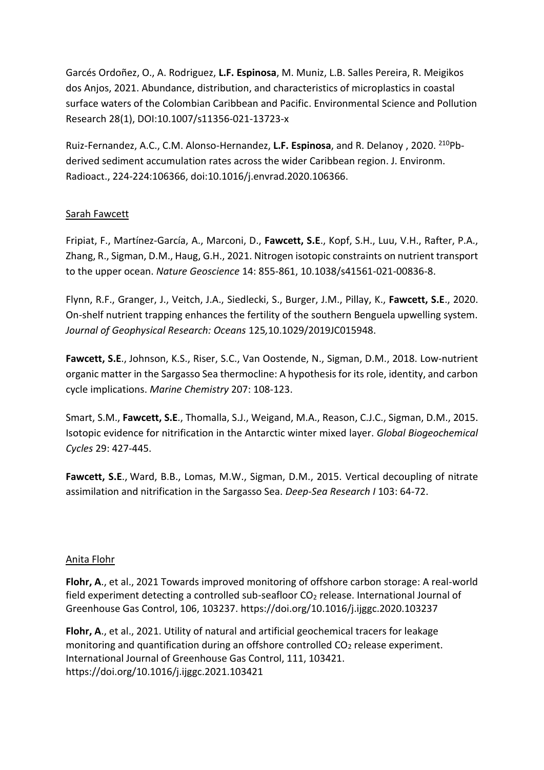Garcés Ordoñez, O., A. Rodriguez, **L.F. Espinosa**, M. Muniz, L.B. Salles Pereira, R. Meigikos dos Anjos, 2021. Abundance, distribution, and characteristics of microplastics in coastal surface waters of the Colombian Caribbean and Pacific. Environmental Science and Pollution Research 28(1), DOI:10.1007/s11356-021-13723-x

Ruiz-Fernandez, A.C., C.M. Alonso-Hernandez, **L.F. Espinosa**, and R. Delanoy , 2020. $^{210}$Pb-derived sediment accumulation rates across the wider Caribbean region. J. Environm. Radioact., 224-224:106366, doi:10.1016/j.envrad.2020.106366.

Sarah Fawcett

Fripiat, F., Martínez-García, A., Marconi, D., **Fawcett, S.E**., Kopf, S.H., Luu, V.H., Rafter, P.A., Zhang, R., Sigman, D.M., Haug, G.H., 2021. Nitrogen isotopic constraints on nutrient transport to the upper ocean. *Nature Geoscience* 14: 855-861, 10.1038/s41561-021-00836-8.

Flynn, R.F., Granger, J., Veitch, J.A., Siedlecki, S., Burger, J.M., Pillay, K., **Fawcett, S.E**., 2020. On-shelf nutrient trapping enhances the fertility of the southern Benguela upwelling system. *Journal of Geophysical Research: Oceans* 125*,*10.1029/2019JC015948.

**Fawcett, S.E**., Johnson, K.S., Riser, S.C., Van Oostende, N., Sigman, D.M., 2018. Low-nutrient organic matter in the Sargasso Sea thermocline: A hypothesis for its role, identity, and carbon cycle implications. *Marine Chemistry* 207: 108-123.

Smart, S.M., **Fawcett, S.E**., Thomalla, S.J., Weigand, M.A., Reason, C.J.C., Sigman, D.M., 2015. Isotopic evidence for nitrification in the Antarctic winter mixed layer. *Global Biogeochemical Cycles* 29: 427-445.

**Fawcett, S.E**., Ward, B.B., Lomas, M.W., Sigman, D.M., 2015. Vertical decoupling of nitrate assimilation and nitrification in the Sargasso Sea. *Deep-Sea Research I* 103: 64-72.

Anita Flohr

**Flohr, A**., et al., 2021 Towards improved monitoring of offshore carbon storage: A real-world field experiment detecting a controlled sub-seafloor $CO_2$ release. International Journal of Greenhouse Gas Control, 106, 103237. https://doi.org/10.1016/j.ijggc.2020.103237

**Flohr, A**., et al., 2021. Utility of natural and artificial geochemical tracers for leakage monitoring and quantification during an offshore controlled $CO_2$ release experiment. International Journal of Greenhouse Gas Control, 111, 103421. https://doi.org/10.1016/j.ijggc.2021.103421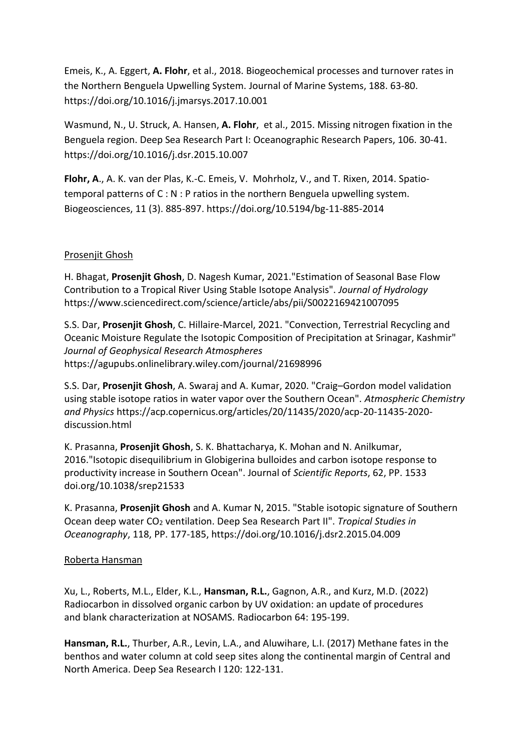Emeis, K., A. Eggert, **A. Flohr**, et al., 2018. Biogeochemical processes and turnover rates in the Northern Benguela Upwelling System. Journal of Marine Systems, 188. 63-80. https://doi.org/10.1016/j.jmarsys.2017.10.001

Wasmund, N., U. Struck, A. Hansen, **A. Flohr**, et al., 2015. Missing nitrogen fixation in the Benguela region. Deep Sea Research Part I: Oceanographic Research Papers, 106. 30-41. https://doi.org/10.1016/j.dsr.2015.10.007

**Flohr, A**., A. K. van der Plas, K.-C. Emeis, V. Mohrholz, V., and T. Rixen, 2014. Spatio-temporal patterns of C : N : P ratios in the northern Benguela upwelling system. Biogeosciences, 11 (3). 885-897. https://doi.org/10.5194/bg-11-885-2014

Prosenjit Ghosh

H. Bhagat, **Prosenjit Ghosh**, D. Nagesh Kumar, 2021."Estimation of Seasonal Base Flow Contribution to a Tropical River Using Stable Isotope Analysis". *Journal of Hydrology* https://www.sciencedirect.com/science/article/abs/pii/S0022169421007095

S.S. Dar, **Prosenjit Ghosh**, C. Hillaire-Marcel, 2021. "Convection, Terrestrial Recycling and Oceanic Moisture Regulate the Isotopic Composition of Precipitation at Srinagar, Kashmir" *Journal of Geophysical Research Atmospheres* https://agupubs.onlinelibrary.wiley.com/journal/21698996

S.S. Dar, **Prosenjit Ghosh**, A. Swaraj and A. Kumar, 2020. "Craig–Gordon model validation using stable isotope ratios in water vapor over the Southern Ocean". *Atmospheric Chemistry and Physics* https://acp.copernicus.org/articles/20/11435/2020/acp-20-11435-2020-discussion.html

K. Prasanna, **Prosenjit Ghosh**, S. K. Bhattacharya, K. Mohan and N. Anilkumar, 2016."Isotopic disequilibrium in Globigerina bulloides and carbon isotope response to productivity increase in Southern Ocean". Journal of *Scientific Reports*, 62, PP. 1533 doi.org/10.1038/srep21533

K. Prasanna, **Prosenjit Ghosh** and A. Kumar N, 2015. "Stable isotopic signature of Southern Ocean deep water $CO_2$ ventilation. Deep Sea Research Part II". *Tropical Studies in Oceanography*, 118, PP. 177-185, https://doi.org/10.1016/j.dsr2.2015.04.009

Roberta Hansman

Xu, L., Roberts, M.L., Elder, K.L., **Hansman, R.L.**, Gagnon, A.R., and Kurz, M.D. (2022) Radiocarbon in dissolved organic carbon by UV oxidation: an update of procedures and blank characterization at NOSAMS. Radiocarbon 64: 195-199.

**Hansman, R.L.**, Thurber, A.R., Levin, L.A., and Aluwihare, L.I. (2017) Methane fates in the benthos and water column at cold seep sites along the continental margin of Central and North America. Deep Sea Research I 120: 122-131.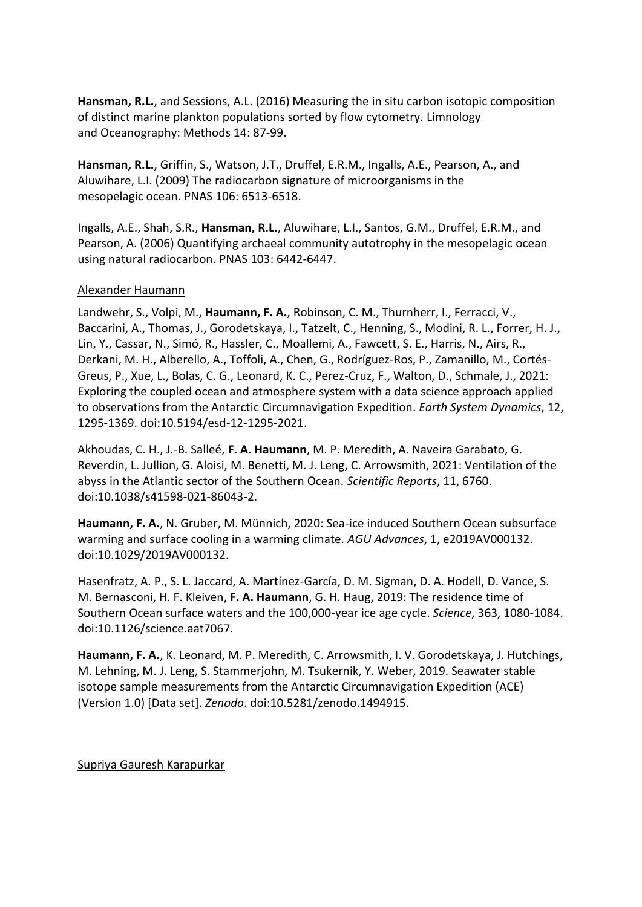**Hansman, R.L.**, and Sessions, A.L. (2016) Measuring the in situ carbon isotopic composition of distinct marine plankton populations sorted by flow cytometry. Limnology and Oceanography: Methods 14: 87-99.

**Hansman, R.L.**, Griffin, S., Watson, J.T., Druffel, E.R.M., Ingalls, A.E., Pearson, A., and Aluwihare, L.I. (2009) The radiocarbon signature of microorganisms in the mesopelagic ocean. PNAS 106: 6513-6518.

Ingalls, A.E., Shah, S.R., **Hansman, R.L.**, Aluwihare, L.I., Santos, G.M., Druffel, E.R.M., and Pearson, A. (2006) Quantifying archaeal community autotrophy in the mesopelagic ocean using natural radiocarbon. PNAS 103: 6442-6447.

Alexander Haumann

Landwehr, S., Volpi, M., **Haumann, F. A.**, Robinson, C. M., Thurnherr, I., Ferracci, V., Baccarini, A., Thomas, J., Gorodetskaya, I., Tatzelt, C., Henning, S., Modini, R. L., Forrer, H. J., Lin, Y., Cassar, N., Simó, R., Hassler, C., Moallemi, A., Fawcett, S. E., Harris, N., Airs, R., Derkani, M. H., Alberello, A., Toffoli, A., Chen, G., Rodríguez-Ros, P., Zamanillo, M., Cortés-Greus, P., Xue, L., Bolas, C. G., Leonard, K. C., Perez-Cruz, F., Walton, D., Schmale, J., 2021: Exploring the coupled ocean and atmosphere system with a data science approach applied to observations from the Antarctic Circumnavigation Expedition. *Earth System Dynamics*, 12, 1295-1369. doi:10.5194/esd-12-1295-2021.

Akhoudas, C. H., J.-B. Salleé, **F. A. Haumann**, M. P. Meredith, A. Naveira Garabato, G. Reverdin, L. Jullion, G. Aloisi, M. Benetti, M. J. Leng, C. Arrowsmith, 2021: Ventilation of the abyss in the Atlantic sector of the Southern Ocean. *Scientific Reports*, 11, 6760. doi:10.1038/s41598-021-86043-2.

**Haumann, F. A.**, N. Gruber, M. Münnich, 2020: Sea-ice induced Southern Ocean subsurface warming and surface cooling in a warming climate. *AGU Advances*, 1, e2019AV000132. doi:10.1029/2019AV000132.

Hasenfratz, A. P., S. L. Jaccard, A. Martínez-García, D. M. Sigman, D. A. Hodell, D. Vance, S. M. Bernasconi, H. F. Kleiven, **F. A. Haumann**, G. H. Haug, 2019: The residence time of Southern Ocean surface waters and the 100,000-year ice age cycle. *Science*, 363, 1080-1084. doi:10.1126/science.aat7067.

**Haumann, F. A.**, K. Leonard, M. P. Meredith, C. Arrowsmith, I. V. Gorodetskaya, J. Hutchings, M. Lehning, M. J. Leng, S. Stammerjohn, M. Tsukernik, Y. Weber, 2019. Seawater stable isotope sample measurements from the Antarctic Circumnavigation Expedition (ACE) (Version 1.0) [Data set]. *Zenodo*. doi:10.5281/zenodo.1494915.

Supriya Gauresh Karapurkar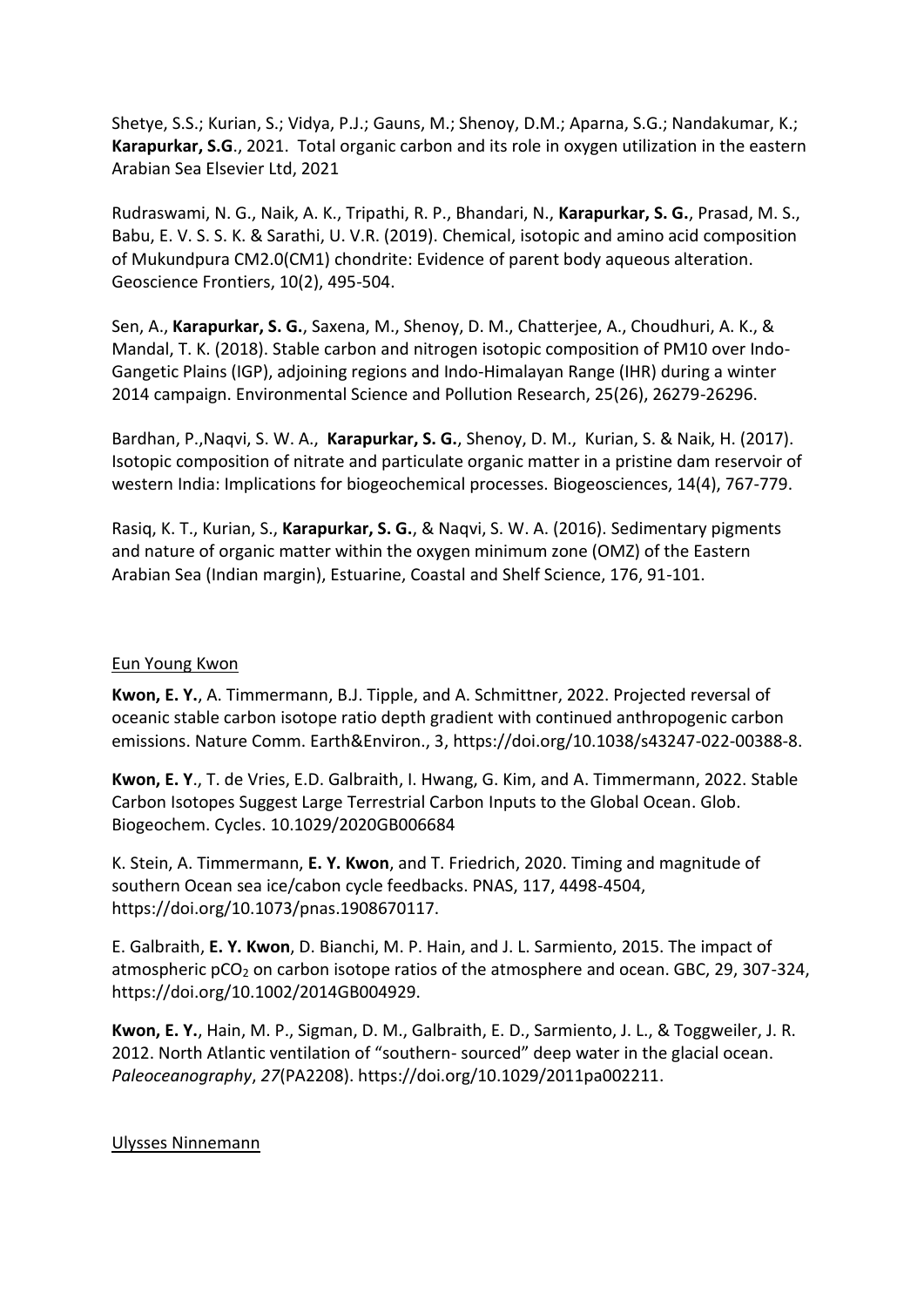Shetye, S.S.; Kurian, S.; Vidya, P.J.; Gauns, M.; Shenoy, D.M.; Aparna, S.G.; Nandakumar, K.; **Karapurkar, S.G**., 2021. Total organic carbon and its role in oxygen utilization in the eastern Arabian Sea Elsevier Ltd, 2021

Rudraswami, N. G., Naik, A. K., Tripathi, R. P., Bhandari, N., **Karapurkar, S. G.**, Prasad, M. S., Babu, E. V. S. S. K. & Sarathi, U. V.R. (2019). Chemical, isotopic and amino acid composition of Mukundpura CM2.0(CM1) chondrite: Evidence of parent body aqueous alteration. Geoscience Frontiers, 10(2), 495-504.

Sen, A., **Karapurkar, S. G.**, Saxena, M., Shenoy, D. M., Chatterjee, A., Choudhuri, A. K., & Mandal, T. K. (2018). Stable carbon and nitrogen isotopic composition of PM10 over Indo-Gangetic Plains (IGP), adjoining regions and Indo-Himalayan Range (IHR) during a winter 2014 campaign. Environmental Science and Pollution Research, 25(26), 26279-26296.

Bardhan, P.,Naqvi, S. W. A., **Karapurkar, S. G.**, Shenoy, D. M., Kurian, S. & Naik, H. (2017). Isotopic composition of nitrate and particulate organic matter in a pristine dam reservoir of western India: Implications for biogeochemical processes. Biogeosciences, 14(4), 767-779.

Rasiq, K. T., Kurian, S., **Karapurkar, S. G.**, & Naqvi, S. W. A. (2016). Sedimentary pigments and nature of organic matter within the oxygen minimum zone (OMZ) of the Eastern Arabian Sea (Indian margin), Estuarine, Coastal and Shelf Science, 176, 91-101.

Eun Young Kwon

**Kwon, E. Y.**, A. Timmermann, B.J. Tipple, and A. Schmittner, 2022. Projected reversal of oceanic stable carbon isotope ratio depth gradient with continued anthropogenic carbon emissions. Nature Comm. Earth&Environ., 3, https://doi.org/10.1038/s43247-022-00388-8.

**Kwon, E. Y**., T. de Vries, E.D. Galbraith, I. Hwang, G. Kim, and A. Timmermann, 2022. Stable Carbon Isotopes Suggest Large Terrestrial Carbon Inputs to the Global Ocean. Glob. Biogeochem. Cycles. 10.1029/2020GB006684

K. Stein, A. Timmermann, **E. Y. Kwon**, and T. Friedrich, 2020. Timing and magnitude of southern Ocean sea ice/cabon cycle feedbacks. PNAS, 117, 4498-4504, https://doi.org/10.1073/pnas.1908670117.

E. Galbraith, **E. Y. Kwon**, D. Bianchi, M. P. Hain, and J. L. Sarmiento, 2015. The impact of atmospheric $pCO_2$ on carbon isotope ratios of the atmosphere and ocean. GBC, 29, 307-324, https://doi.org/10.1002/2014GB004929.

**Kwon, E. Y.**, Hain, M. P., Sigman, D. M., Galbraith, E. D., Sarmiento, J. L., & Toggweiler, J. R. 2012. North Atlantic ventilation of "southern- sourced" deep water in the glacial ocean. *Paleoceanography*, *27*(PA2208). https://doi.org/10.1029/2011pa002211.

Ulysses Ninnemann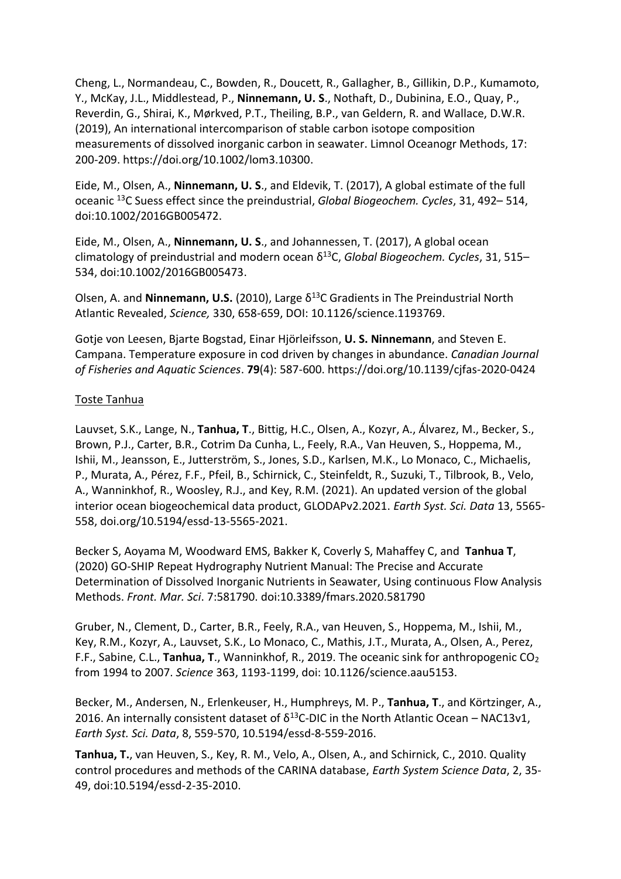Cheng, L., Normandeau, C., Bowden, R., Doucett, R., Gallagher, B., Gillikin, D.P., Kumamoto, Y., McKay, J.L., Middlestead, P., **Ninnemann, U. S**., Nothaft, D., Dubinina, E.O., Quay, P., Reverdin, G., Shirai, K., Mørkved, P.T., Theiling, B.P., van Geldern, R. and Wallace, D.W.R. (2019), An international intercomparison of stable carbon isotope composition measurements of dissolved inorganic carbon in seawater. Limnol Oceanogr Methods, 17: 200-209. https://doi.org/10.1002/lom3.10300.

Eide, M., Olsen, A., **Ninnemann, U. S**., and Eldevik, T. (2017), A global estimate of the full oceanic $^{13}$C Suess effect since the preindustrial, *Global Biogeochem. Cycles*, 31, 492– 514, doi:10.1002/2016GB005472.

Eide, M., Olsen, A., **Ninnemann, U. S**., and Johannessen, T. (2017), A global ocean climatology of preindustrial and modern ocean $\delta^{13}$C, *Global Biogeochem. Cycles*, 31, 515–534, doi:10.1002/2016GB005473.

Olsen, A. and **Ninnemann, U.S.** (2010), Large $\delta^{13}$C Gradients in The Preindustrial North Atlantic Revealed, *Science,* 330, 658-659, DOI: 10.1126/science.1193769.

Gotje von Leesen, Bjarte Bogstad, Einar Hjörleifsson, **U. S. Ninnemann**, and Steven E. Campana. Temperature exposure in cod driven by changes in abundance. *Canadian Journal of Fisheries and Aquatic Sciences*. **79**(4): 587-600. https://doi.org/10.1139/cjfas-2020-0424

Toste Tanhua

Lauvset, S.K., Lange, N., **Tanhua, T**., Bittig, H.C., Olsen, A., Kozyr, A., Álvarez, M., Becker, S., Brown, P.J., Carter, B.R., Cotrim Da Cunha, L., Feely, R.A., Van Heuven, S., Hoppema, M., Ishii, M., Jeansson, E., Jutterström, S., Jones, S.D., Karlsen, M.K., Lo Monaco, C., Michaelis, P., Murata, A., Pérez, F.F., Pfeil, B., Schirnick, C., Steinfeldt, R., Suzuki, T., Tilbrook, B., Velo, A., Wanninkhof, R., Woosley, R.J., and Key, R.M. (2021). An updated version of the global interior ocean biogeochemical data product, GLODAPv2.2021. *Earth Syst. Sci. Data* 13, 5565-558, doi.org/10.5194/essd-13-5565-2021.

Becker S, Aoyama M, Woodward EMS, Bakker K, Coverly S, Mahaffey C, and **Tanhua T**, (2020) GO-SHIP Repeat Hydrography Nutrient Manual: The Precise and Accurate Determination of Dissolved Inorganic Nutrients in Seawater, Using continuous Flow Analysis Methods. *Front. Mar. Sci*. 7:581790. doi:10.3389/fmars.2020.581790

Gruber, N., Clement, D., Carter, B.R., Feely, R.A., van Heuven, S., Hoppema, M., Ishii, M., Key, R.M., Kozyr, A., Lauvset, S.K., Lo Monaco, C., Mathis, J.T., Murata, A., Olsen, A., Perez, F.F., Sabine, C.L., **Tanhua, T**., Wanninkhof, R., 2019. The oceanic sink for anthropogenic $CO_2$ from 1994 to 2007. *Science* 363, 1193-1199, doi: 10.1126/science.aau5153.

Becker, M., Andersen, N., Erlenkeuser, H., Humphreys, M. P., **Tanhua, T**., and Körtzinger, A., 2016. An internally consistent dataset of $\delta^{13}$C-DIC in the North Atlantic Ocean – NAC13v1, *Earth Syst. Sci. Data*, 8, 559-570, 10.5194/essd-8-559-2016.

**Tanhua, T.**, van Heuven, S., Key, R. M., Velo, A., Olsen, A., and Schirnick, C., 2010. Quality control procedures and methods of the CARINA database, *Earth System Science Data*, 2, 35-49, doi:10.5194/essd-2-35-2010.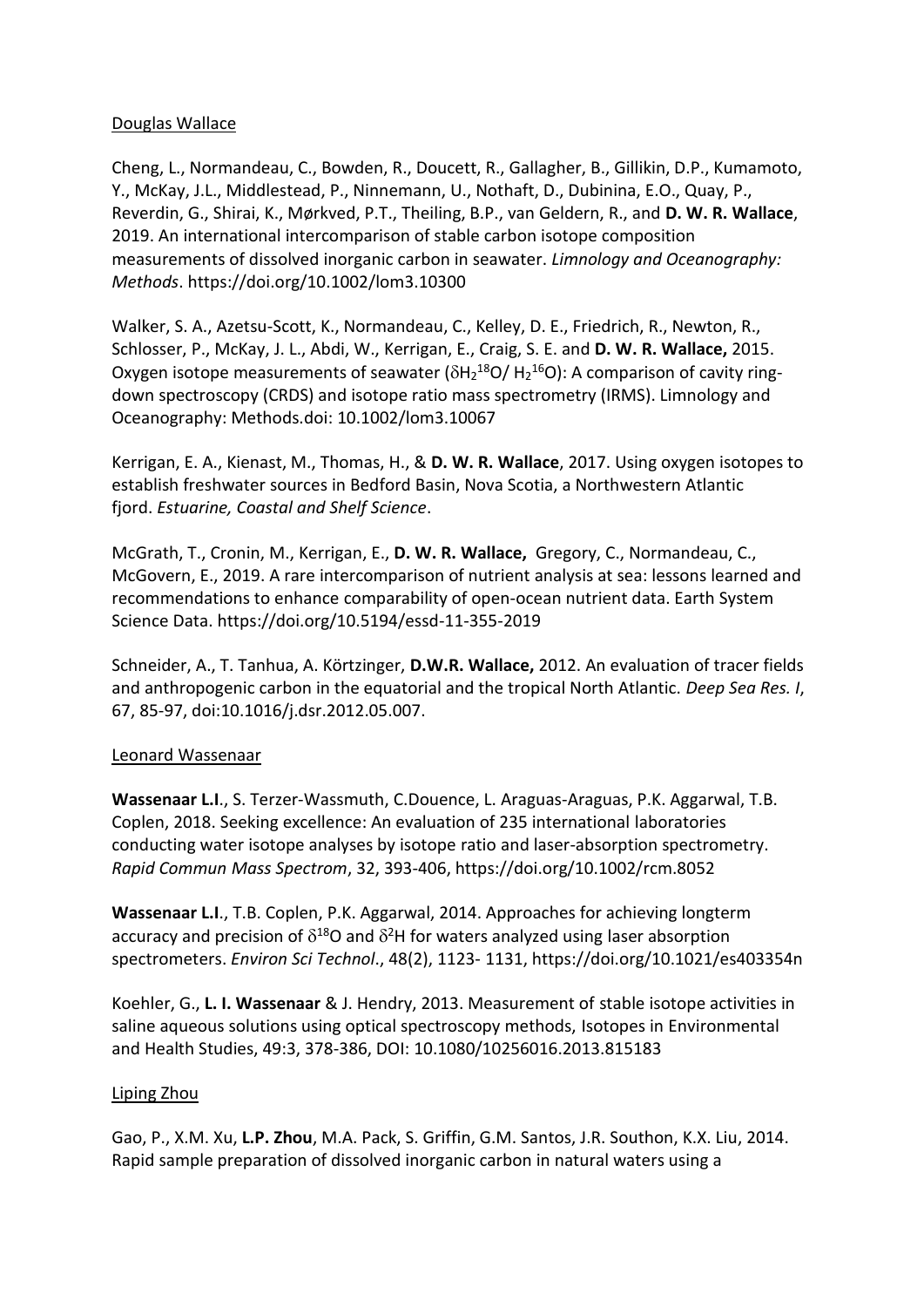Douglas Wallace

Cheng, L., Normandeau, C., Bowden, R., Doucett, R., Gallagher, B., Gillikin, D.P., Kumamoto, Y., McKay, J.L., Middlestead, P., Ninnemann, U., Nothaft, D., Dubinina, E.O., Quay, P., Reverdin, G., Shirai, K., Mørkved, P.T., Theiling, B.P., van Geldern, R., and **D. W. R. Wallace**, 2019. An international intercomparison of stable carbon isotope composition measurements of dissolved inorganic carbon in seawater. *Limnology and Oceanography: Methods*. https://doi.org/10.1002/lom3.10300

Walker, S. A., Azetsu-Scott, K., Normandeau, C., Kelley, D. E., Friedrich, R., Newton, R., Schlosser, P., McKay, J. L., Abdi, W., Kerrigan, E., Craig, S. E. and **D. W. R. Wallace,** 2015. Oxygen isotope measurements of seawater ($\delta H_2{}^{18}O/ H_2{}^{16}O$): A comparison of cavity ring-down spectroscopy (CRDS) and isotope ratio mass spectrometry (IRMS). Limnology and Oceanography: Methods.doi: 10.1002/lom3.10067

Kerrigan, E. A., Kienast, M., Thomas, H., & **D. W. R. Wallace**, 2017. Using oxygen isotopes to establish freshwater sources in Bedford Basin, Nova Scotia, a Northwestern Atlantic fjord. *Estuarine, Coastal and Shelf Science*.

McGrath, T., Cronin, M., Kerrigan, E., **D. W. R. Wallace,** Gregory, C., Normandeau, C., McGovern, E., 2019. A rare intercomparison of nutrient analysis at sea: lessons learned and recommendations to enhance comparability of open-ocean nutrient data. Earth System Science Data. https://doi.org/10.5194/essd-11-355-2019

Schneider, A., T. Tanhua, A. Körtzinger, **D.W.R. Wallace,** 2012. An evaluation of tracer fields and anthropogenic carbon in the equatorial and the tropical North Atlantic. *Deep Sea Res. I*, 67, 85-97, doi:10.1016/j.dsr.2012.05.007.

Leonard Wassenaar

**Wassenaar L.I**., S. Terzer-Wassmuth, C.Douence, L. Araguas-Araguas, P.K. Aggarwal, T.B. Coplen, 2018. Seeking excellence: An evaluation of 235 international laboratories conducting water isotope analyses by isotope ratio and laser-absorption spectrometry. *Rapid Commun Mass Spectrom*, 32, 393-406, https://doi.org/10.1002/rcm.8052

**Wassenaar L.I**., T.B. Coplen, P.K. Aggarwal, 2014. Approaches for achieving longterm accuracy and precision of $\delta^{18}O$ and $\delta^{2}H$ for waters analyzed using laser absorption spectrometers. *Environ Sci Technol*., 48(2), 1123- 1131, https://doi.org/10.1021/es403354n

Koehler, G., **L. I. Wassenaar** & J. Hendry, 2013. Measurement of stable isotope activities in saline aqueous solutions using optical spectroscopy methods, Isotopes in Environmental and Health Studies, 49:3, 378-386, DOI: 10.1080/10256016.2013.815183

Liping Zhou

Gao, P., X.M. Xu, **L.P. Zhou**, M.A. Pack, S. Griffin, G.M. Santos, J.R. Southon, K.X. Liu, 2014. Rapid sample preparation of dissolved inorganic carbon in natural waters using a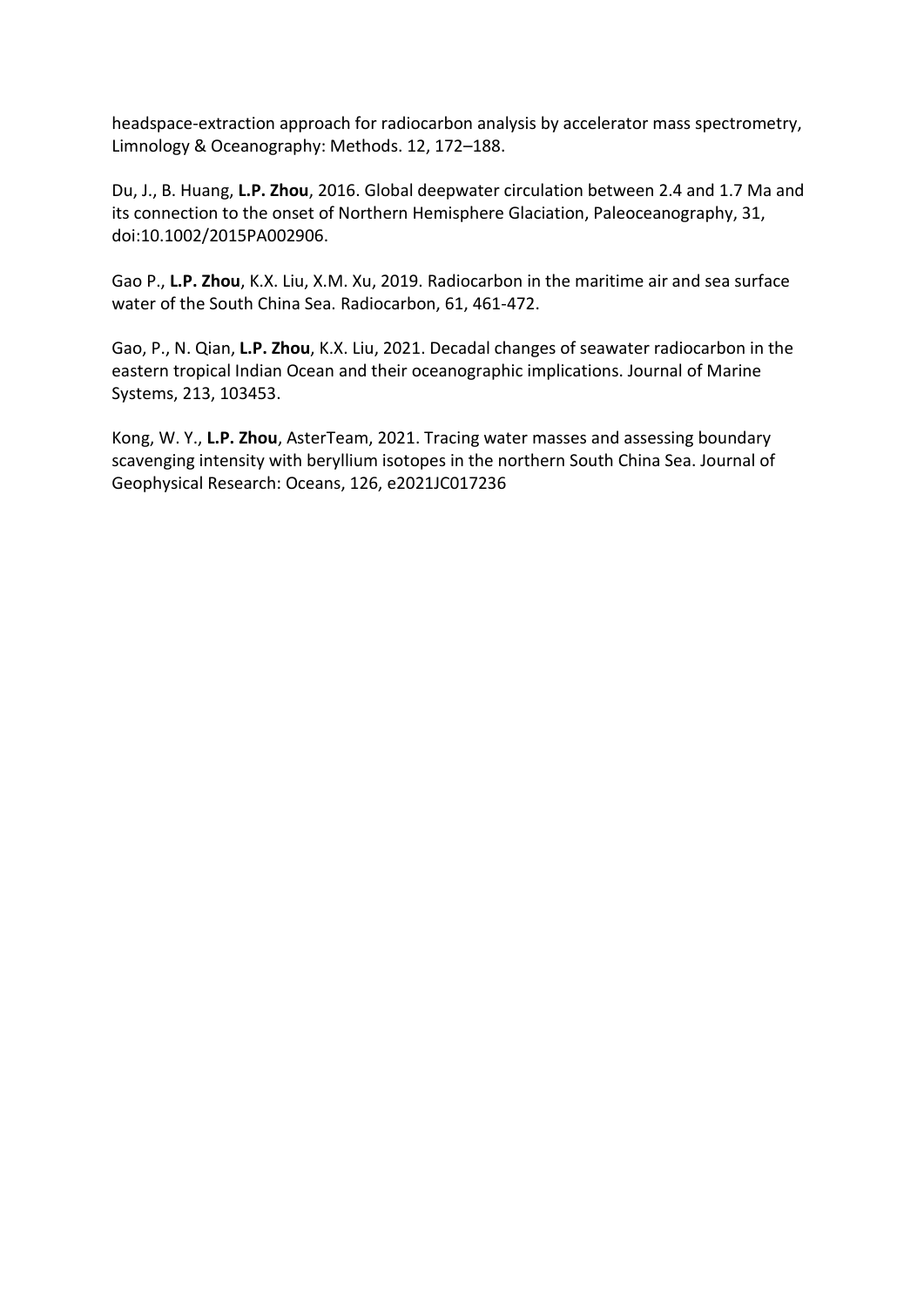headspace-extraction approach for radiocarbon analysis by accelerator mass spectrometry, Limnology & Oceanography: Methods. 12, 172–188.

Du, J., B. Huang, **L.P. Zhou**, 2016. Global deepwater circulation between 2.4 and 1.7 Ma and its connection to the onset of Northern Hemisphere Glaciation, Paleoceanography, 31, doi:10.1002/2015PA002906.

Gao P., **L.P. Zhou**, K.X. Liu, X.M. Xu, 2019. Radiocarbon in the maritime air and sea surface water of the South China Sea. Radiocarbon, 61, 461-472.

Gao, P., N. Qian, **L.P. Zhou**, K.X. Liu, 2021. Decadal changes of seawater radiocarbon in the eastern tropical Indian Ocean and their oceanographic implications. Journal of Marine Systems, 213, 103453.

Kong, W. Y., **L.P. Zhou**, AsterTeam, 2021. Tracing water masses and assessing boundary scavenging intensity with beryllium isotopes in the northern South China Sea. Journal of Geophysical Research: Oceans, 126, e2021JC017236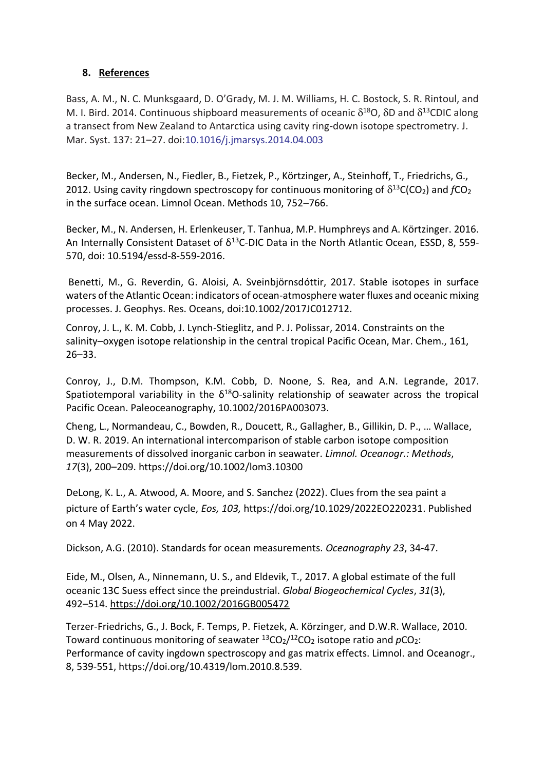## 8. References

Bass, A. M., N. C. Munksgaard, D. O'Grady, M. J. M. Williams, H. C. Bostock, S. R. Rintoul, and M. I. Bird. 2014. Continuous shipboard measurements of oceanic $\delta^{18}$O, $\delta$D and $\delta^{13}$CDIC along a transect from New Zealand to Antarctica using cavity ring-down isotope spectrometry. J. Mar. Syst. 137: 21–27. doi:10.1016/j.jmarsys.2014.04.003

Becker, M., Andersen, N., Fiedler, B., Fietzek, P., Körtzinger, A., Steinhoff, T., Friedrichs, G., 2012. Using cavity ringdown spectroscopy for continuous monitoring of $\delta^{13}C(CO_2)$ and $fCO_2$ in the surface ocean. Limnol Ocean. Methods 10, 752–766.

Becker, M., N. Andersen, H. Erlenkeuser, T. Tanhua, M.P. Humphreys and A. Körtzinger. 2016. An Internally Consistent Dataset of $\delta^{13}$C-DIC Data in the North Atlantic Ocean, ESSD, 8, 559-570, doi: 10.5194/essd-8-559-2016.

Benetti, M., G. Reverdin, G. Aloisi, A. Sveinbjörnsdóttir, 2017. Stable isotopes in surface waters of the Atlantic Ocean: indicators of ocean-atmosphere water fluxes and oceanic mixing processes. J. Geophys. Res. Oceans, doi:10.1002/2017JC012712.

Conroy, J. L., K. M. Cobb, J. Lynch-Stieglitz, and P. J. Polissar, 2014. Constraints on the salinity–oxygen isotope relationship in the central tropical Pacific Ocean, Mar. Chem., 161, 26–33.

Conroy, J., D.M. Thompson, K.M. Cobb, D. Noone, S. Rea, and A.N. Legrande, 2017. Spatiotemporal variability in the $\delta^{18}$O-salinity relationship of seawater across the tropical Pacific Ocean. Paleoceanography, 10.1002/2016PA003073.

Cheng, L., Normandeau, C., Bowden, R., Doucett, R., Gallagher, B., Gillikin, D. P., … Wallace, D. W. R. 2019. An international intercomparison of stable carbon isotope composition measurements of dissolved inorganic carbon in seawater. *Limnol. Oceanogr.: Methods*, *17*(3), 200–209. https://doi.org/10.1002/lom3.10300

DeLong, K. L., A. Atwood, A. Moore, and S. Sanchez (2022). Clues from the sea paint a picture of Earth's water cycle, *Eos, 103,* https://doi.org/10.1029/2022EO220231. Published on 4 May 2022.

Dickson, A.G. (2010). Standards for ocean measurements. *Oceanography 23*, 34-47.

Eide, M., Olsen, A., Ninnemann, U. S., and Eldevik, T., 2017. A global estimate of the full oceanic 13C Suess effect since the preindustrial. *Global Biogeochemical Cycles*, *31*(3), 492–514. https://doi.org/10.1002/2016GB005472

Terzer-Friedrichs, G., J. Bock, F. Temps, P. Fietzek, A. Körzinger, and D.W.R. Wallace, 2010. Toward continuous monitoring of seawater $^{13}CO_2/^{12}CO_2$ isotope ratio and $pCO_2$: Performance of cavity ingdown spectroscopy and gas matrix effects. Limnol. and Oceanogr., 8, 539-551, https://doi.org/10.4319/lom.2010.8.539.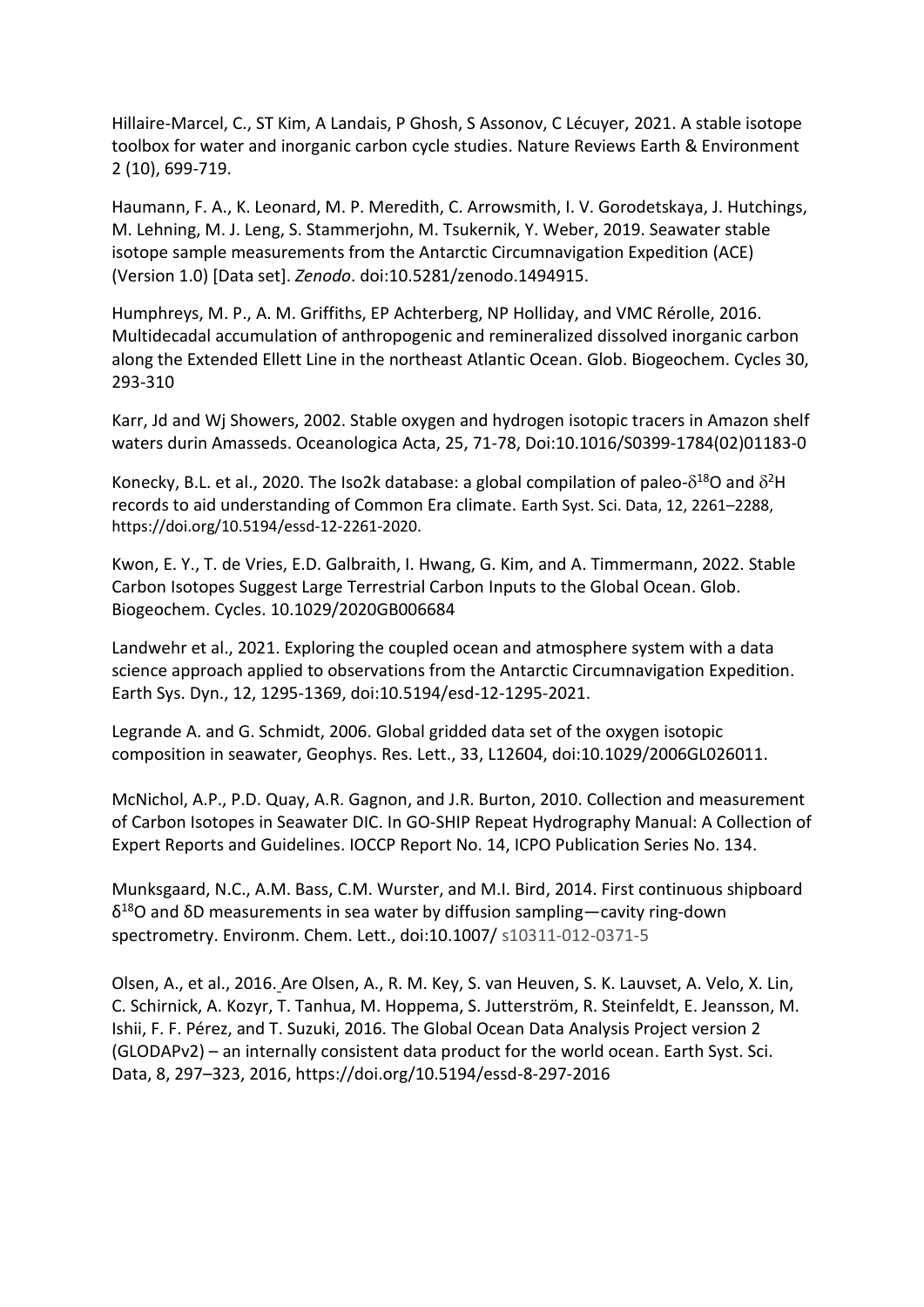Hillaire-Marcel, C., ST Kim, A Landais, P Ghosh, S Assonov, C Lécuyer, 2021. A stable isotope toolbox for water and inorganic carbon cycle studies. Nature Reviews Earth & Environment 2 (10), 699-719.

Haumann, F. A., K. Leonard, M. P. Meredith, C. Arrowsmith, I. V. Gorodetskaya, J. Hutchings, M. Lehning, M. J. Leng, S. Stammerjohn, M. Tsukernik, Y. Weber, 2019. Seawater stable isotope sample measurements from the Antarctic Circumnavigation Expedition (ACE) (Version 1.0) [Data set]. *Zenodo*. doi:10.5281/zenodo.1494915.

Humphreys, M. P., A. M. Griffiths, EP Achterberg, NP Holliday, and VMC Rérolle, 2016. Multidecadal accumulation of anthropogenic and remineralized dissolved inorganic carbon along the Extended Ellett Line in the northeast Atlantic Ocean. Glob. Biogeochem. Cycles 30, 293-310

Karr, Jd and Wj Showers, 2002. Stable oxygen and hydrogen isotopic tracers in Amazon shelf waters durin Amasseds. Oceanologica Acta, 25, 71-78, Doi:10.1016/S0399-1784(02)01183-0

Konecky, B.L. et al., 2020. The Iso2k database: a global compilation of paleo-$\delta^{18}$O and $\delta^{2}$H records to aid understanding of Common Era climate. Earth Syst. Sci. Data, 12, 2261–2288, https://doi.org/10.5194/essd-12-2261-2020.

Kwon, E. Y., T. de Vries, E.D. Galbraith, I. Hwang, G. Kim, and A. Timmermann, 2022. Stable Carbon Isotopes Suggest Large Terrestrial Carbon Inputs to the Global Ocean. Glob. Biogeochem. Cycles. 10.1029/2020GB006684

Landwehr et al., 2021. Exploring the coupled ocean and atmosphere system with a data science approach applied to observations from the Antarctic Circumnavigation Expedition. Earth Sys. Dyn., 12, 1295-1369, doi:10.5194/esd-12-1295-2021.

Legrande A. and G. Schmidt, 2006. Global gridded data set of the oxygen isotopic composition in seawater, Geophys. Res. Lett., 33, L12604, doi:10.1029/2006GL026011.

McNichol, A.P., P.D. Quay, A.R. Gagnon, and J.R. Burton, 2010. Collection and measurement of Carbon Isotopes in Seawater DIC. In GO-SHIP Repeat Hydrography Manual: A Collection of Expert Reports and Guidelines. IOCCP Report No. 14, ICPO Publication Series No. 134.

Munksgaard, N.C., A.M. Bass, C.M. Wurster, and M.I. Bird, 2014. First continuous shipboard $\delta^{18}$O and δD measurements in sea water by diffusion sampling—cavity ring-down spectrometry. Environm. Chem. Lett., doi:10.1007/ s10311-012-0371-5

Olsen, A., et al., 2016. Are Olsen, A., R. M. Key, S. van Heuven, S. K. Lauvset, A. Velo, X. Lin, C. Schirnick, A. Kozyr, T. Tanhua, M. Hoppema, S. Jutterström, R. Steinfeldt, E. Jeansson, M. Ishii, F. F. Pérez, and T. Suzuki, 2016. The Global Ocean Data Analysis Project version 2 (GLODAPv2) – an internally consistent data product for the world ocean. Earth Syst. Sci. Data, 8, 297–323, 2016, https://doi.org/10.5194/essd-8-297-2016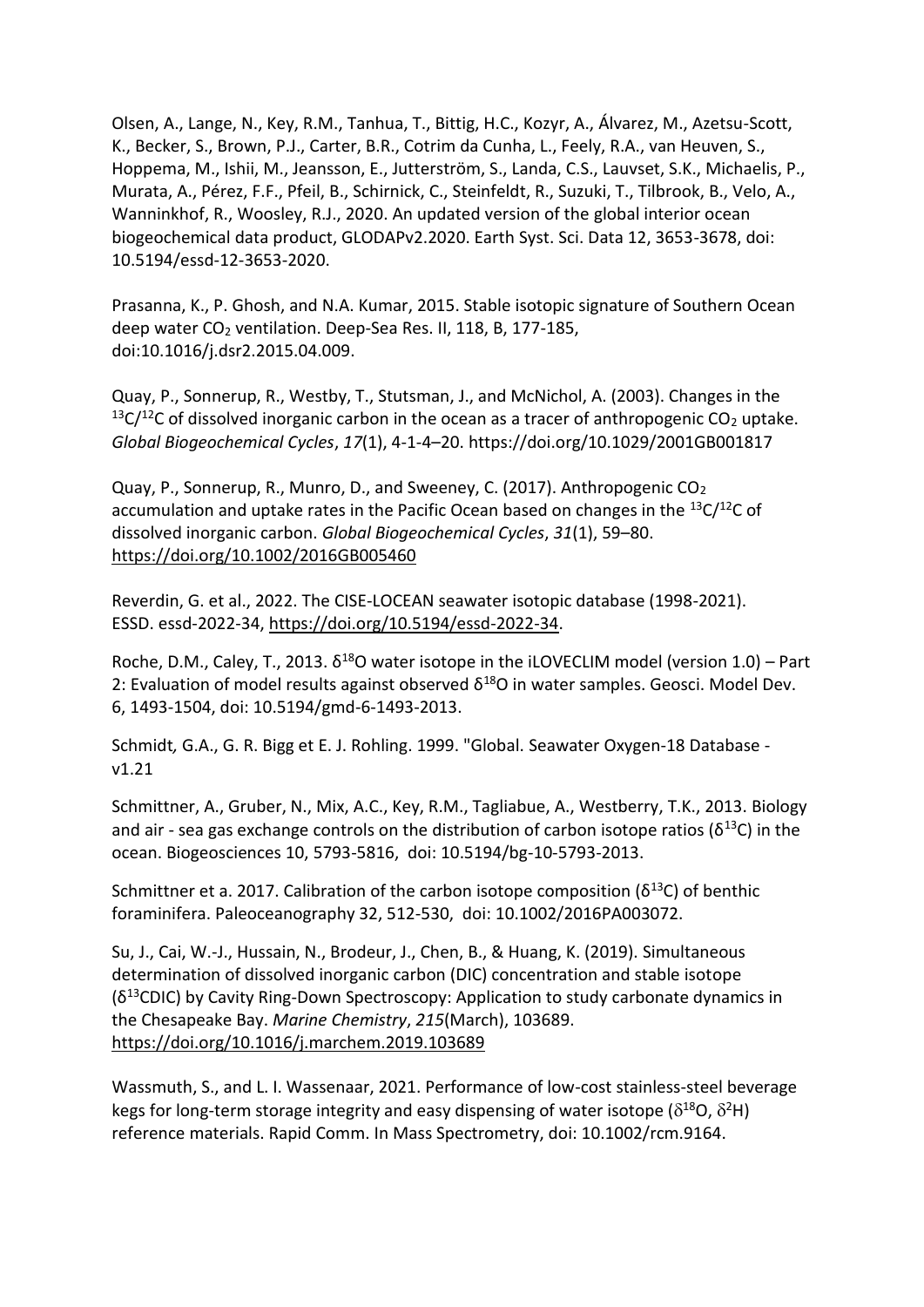Olsen, A., Lange, N., Key, R.M., Tanhua, T., Bittig, H.C., Kozyr, A., Álvarez, M., Azetsu-Scott, K., Becker, S., Brown, P.J., Carter, B.R., Cotrim da Cunha, L., Feely, R.A., van Heuven, S., Hoppema, M., Ishii, M., Jeansson, E., Jutterström, S., Landa, C.S., Lauvset, S.K., Michaelis, P., Murata, A., Pérez, F.F., Pfeil, B., Schirnick, C., Steinfeldt, R., Suzuki, T., Tilbrook, B., Velo, A., Wanninkhof, R., Woosley, R.J., 2020. An updated version of the global interior ocean biogeochemical data product, GLODAPv2.2020. Earth Syst. Sci. Data 12, 3653-3678, doi: 10.5194/essd-12-3653-2020.

Prasanna, K., P. Ghosh, and N.A. Kumar, 2015. Stable isotopic signature of Southern Ocean deep water $CO_2$ ventilation. Deep-Sea Res. II, 118, B, 177-185, doi:10.1016/j.dsr2.2015.04.009.

Quay, P., Sonnerup, R., Westby, T., Stutsman, J., and McNichol, A. (2003). Changes in the $^{13}C/^{12}C$ of dissolved inorganic carbon in the ocean as a tracer of anthropogenic $CO_2$ uptake. *Global Biogeochemical Cycles*, *17*(1), 4-1-4–20. https://doi.org/10.1029/2001GB001817

Quay, P., Sonnerup, R., Munro, D., and Sweeney, C. (2017). Anthropogenic $CO_2$ accumulation and uptake rates in the Pacific Ocean based on changes in the $^{13}C/^{12}C$ of dissolved inorganic carbon. *Global Biogeochemical Cycles*, *31*(1), 59–80. https://doi.org/10.1002/2016GB005460

Reverdin, G. et al., 2022. The CISE-LOCEAN seawater isotopic database (1998-2021). ESSD. essd-2022-34, https://doi.org/10.5194/essd-2022-34.

Roche, D.M., Caley, T., 2013. $\delta^{18}O$ water isotope in the iLOVECLIM model (version 1.0) – Part 2: Evaluation of model results against observed $\delta^{18}O$ in water samples. Geosci. Model Dev. 6, 1493-1504, doi: 10.5194/gmd-6-1493-2013.

Schmidt, G.A., G. R. Bigg et E. J. Rohling. 1999. "Global. Seawater Oxygen-18 Database - v1.21

Schmittner, A., Gruber, N., Mix, A.C., Key, R.M., Tagliabue, A., Westberry, T.K., 2013. Biology and air - sea gas exchange controls on the distribution of carbon isotope ratios ($\delta^{13}C$) in the ocean. Biogeosciences 10, 5793-5816, doi: 10.5194/bg-10-5793-2013.

Schmittner et a. 2017. Calibration of the carbon isotope composition ($\delta^{13}C$) of benthic foraminifera. Paleoceanography 32, 512-530, doi: 10.1002/2016PA003072.

Su, J., Cai, W.-J., Hussain, N., Brodeur, J., Chen, B., & Huang, K. (2019). Simultaneous determination of dissolved inorganic carbon (DIC) concentration and stable isotope ($\delta^{13}$CDIC) by Cavity Ring-Down Spectroscopy: Application to study carbonate dynamics in the Chesapeake Bay. *Marine Chemistry*, *215*(March), 103689. https://doi.org/10.1016/j.marchem.2019.103689

Wassmuth, S., and L. I. Wassenaar, 2021. Performance of low-cost stainless-steel beverage kegs for long-term storage integrity and easy dispensing of water isotope ($\delta^{18}O$, $\delta^{2}H$) reference materials. Rapid Comm. In Mass Spectrometry, doi: 10.1002/rcm.9164.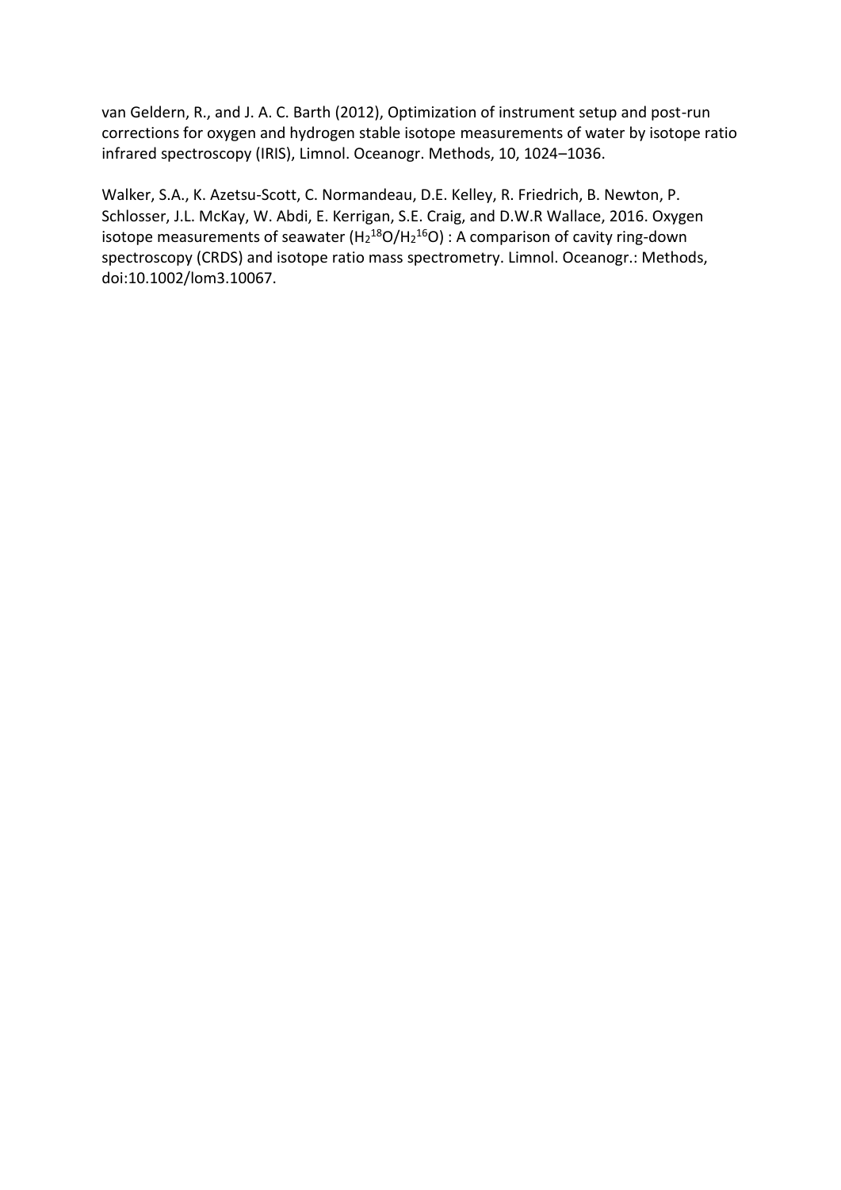van Geldern, R., and J. A. C. Barth (2012), Optimization of instrument setup and post-run corrections for oxygen and hydrogen stable isotope measurements of water by isotope ratio infrared spectroscopy (IRIS), Limnol. Oceanogr. Methods, 10, 1024–1036.

Walker, S.A., K. Azetsu-Scott, C. Normandeau, D.E. Kelley, R. Friedrich, B. Newton, P. Schlosser, J.L. McKay, W. Abdi, E. Kerrigan, S.E. Craig, and D.W.R Wallace, 2016. Oxygen isotope measurements of seawater ($H_2{}^{18}O/H_2{}^{16}O$) : A comparison of cavity ring-down spectroscopy (CRDS) and isotope ratio mass spectrometry. Limnol. Oceanogr.: Methods, doi:10.1002/lom3.10067.